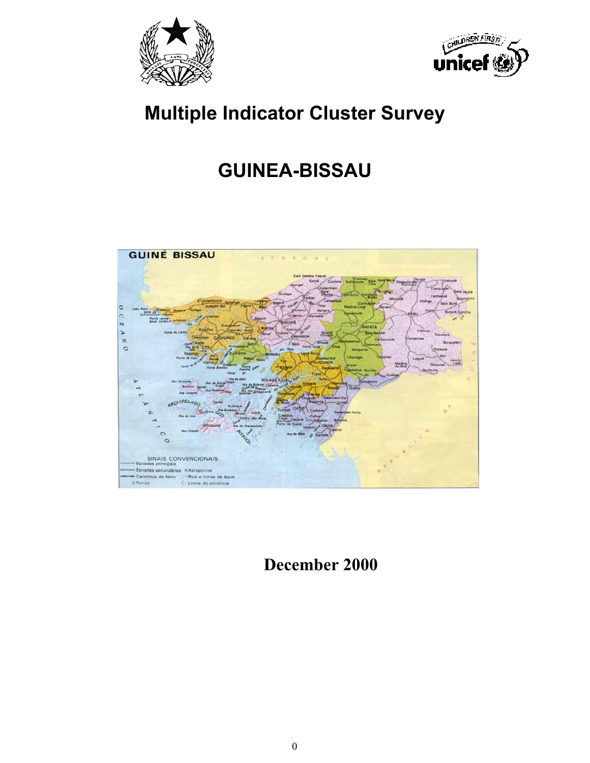# Multiple Indicator Cluster Survey

# GUINEA-BISSAU

December 2000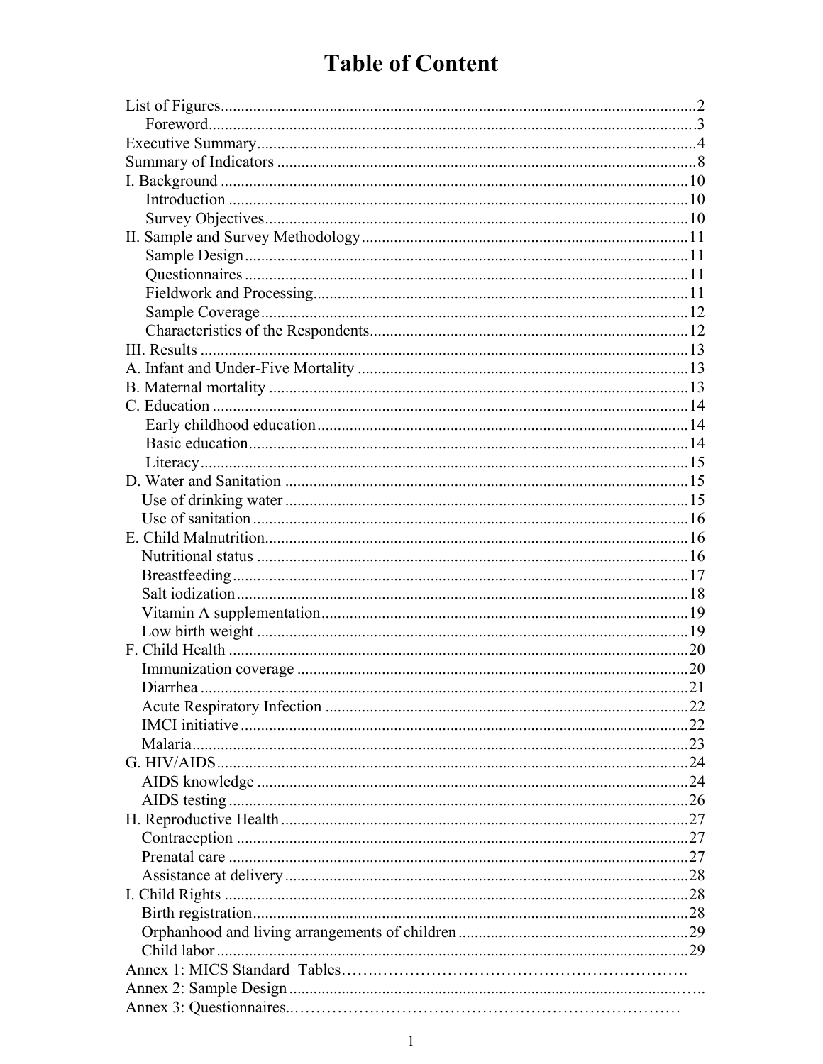# Table of Content

List of Figures ..... 2
- Foreword ..... 3

Executive Summary ..... 4
Summary of Indicators ..... 8
I. Background ..... 10
- Introduction ..... 10
- Survey Objectives ..... 10

II. Sample and Survey Methodology ..... 11
- Sample Design ..... 11
- Questionnaires ..... 11
- Fieldwork and Processing ..... 11
- Sample Coverage ..... 12
- Characteristics of the Respondents ..... 12

III. Results ..... 13
A. Infant and Under-Five Mortality ..... 13
B. Maternal mortality ..... 13
C. Education ..... 14
- Early childhood education ..... 14
- Basic education ..... 14
- Literacy ..... 15

D. Water and Sanitation ..... 15
- Use of drinking water ..... 15
- Use of sanitation ..... 16

E. Child Malnutrition ..... 16
- Nutritional status ..... 16
- Breastfeeding ..... 17
- Salt iodization ..... 18
- Vitamin A supplementation ..... 19
- Low birth weight ..... 19

F. Child Health ..... 20
- Immunization coverage ..... 20
- Diarrhea ..... 21
- Acute Respiratory Infection ..... 22
- IMCI initiative ..... 22
- Malaria ..... 23

G. HIV/AIDS ..... 24
- AIDS knowledge ..... 24
- AIDS testing ..... 26

H. Reproductive Health ..... 27
- Contraception ..... 27
- Prenatal care ..... 27
- Assistance at delivery ..... 28

I. Child Rights ..... 28
- Birth registration ..... 28
- Orphanhood and living arrangements of children ..... 29
- Child labor ..... 29

Annex 1: MICS Standard Tables
Annex 2: Sample Design
Annex 3: Questionnaires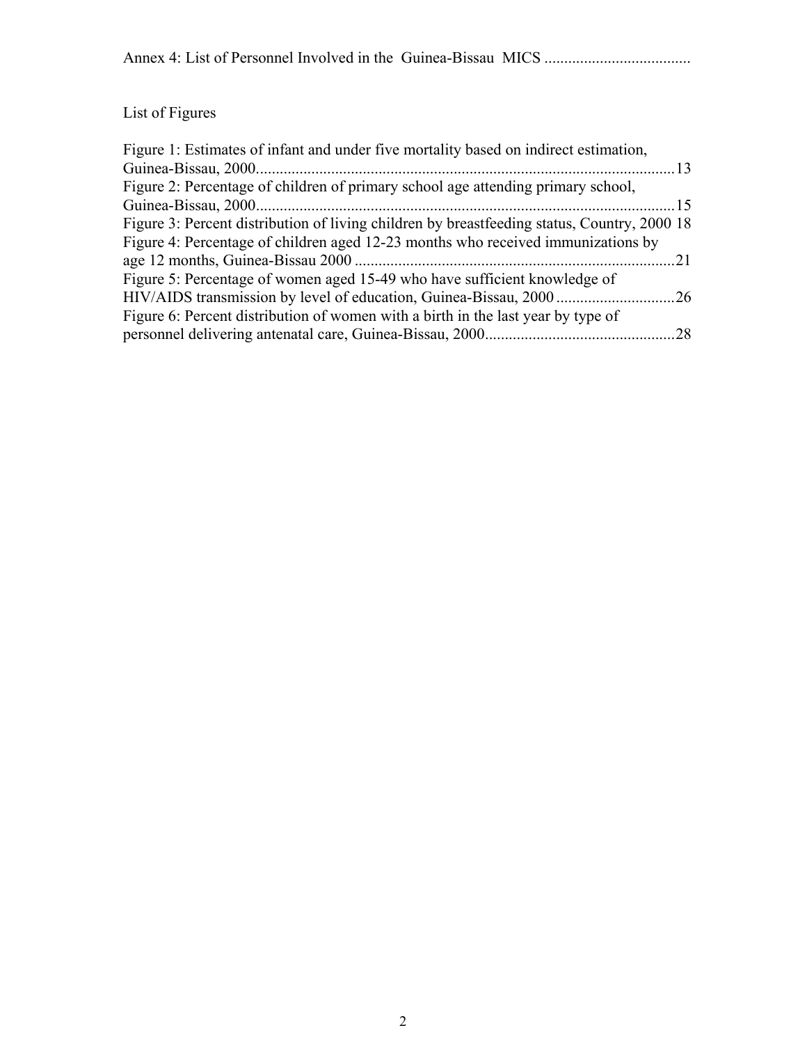Annex 4: List of Personnel Involved in the Guinea-Bissau MICS .....................................

List of Figures

Figure 1: Estimates of infant and under five mortality based on indirect estimation, Guinea-Bissau, 2000..........................................................................................................13
Figure 2: Percentage of children of primary school age attending primary school, Guinea-Bissau, 2000..........................................................................................................15
Figure 3: Percent distribution of living children by breastfeeding status, Country, 2000 18
Figure 4: Percentage of children aged 12-23 months who received immunizations by age 12 months, Guinea-Bissau 2000 .................................................................................21
Figure 5: Percentage of women aged 15-49 who have sufficient knowledge of HIV/AIDS transmission by level of education, Guinea-Bissau, 2000 ..............................26
Figure 6: Percent distribution of women with a birth in the last year by type of personnel delivering antenatal care, Guinea-Bissau, 2000................................................28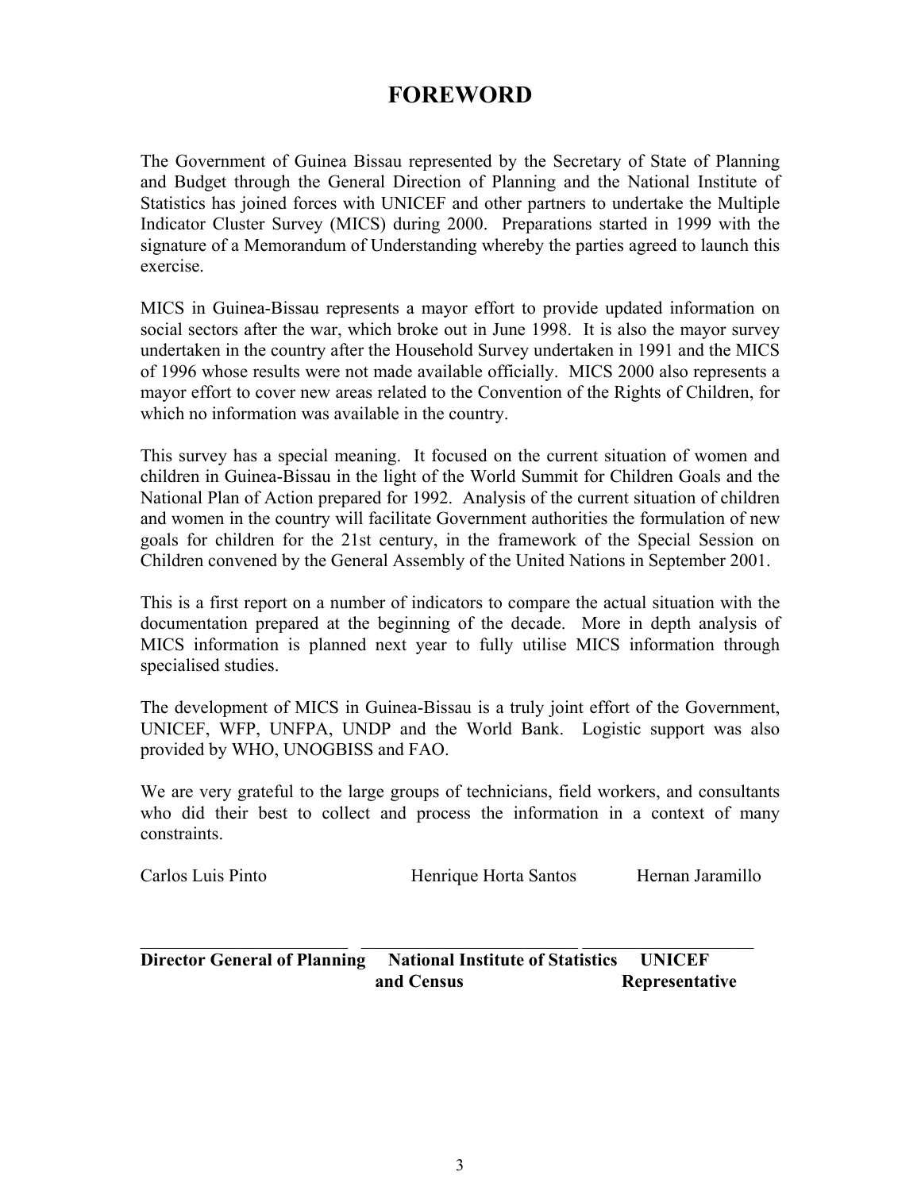# FOREWORD

The Government of Guinea Bissau represented by the Secretary of State of Planning and Budget through the General Direction of Planning and the National Institute of Statistics has joined forces with UNICEF and other partners to undertake the Multiple Indicator Cluster Survey (MICS) during 2000. Preparations started in 1999 with the signature of a Memorandum of Understanding whereby the parties agreed to launch this exercise.

MICS in Guinea-Bissau represents a mayor effort to provide updated information on social sectors after the war, which broke out in June 1998. It is also the mayor survey undertaken in the country after the Household Survey undertaken in 1991 and the MICS of 1996 whose results were not made available officially. MICS 2000 also represents a mayor effort to cover new areas related to the Convention of the Rights of Children, for which no information was available in the country.

This survey has a special meaning. It focused on the current situation of women and children in Guinea-Bissau in the light of the World Summit for Children Goals and the National Plan of Action prepared for 1992. Analysis of the current situation of children and women in the country will facilitate Government authorities the formulation of new goals for children for the 21st century, in the framework of the Special Session on Children convened by the General Assembly of the United Nations in September 2001.

This is a first report on a number of indicators to compare the actual situation with the documentation prepared at the beginning of the decade. More in depth analysis of MICS information is planned next year to fully utilise MICS information through specialised studies.

The development of MICS in Guinea-Bissau is a truly joint effort of the Government, UNICEF, WFP, UNFPA, UNDP and the World Bank. Logistic support was also provided by WHO, UNOGBISS and FAO.

We are very grateful to the large groups of technicians, field workers, and consultants who did their best to collect and process the information in a context of many constraints.

| Carlos Luis Pinto | Henrique Horta Santos | Hernan Jaramillo |
|---|---|---|
| **Director General of Planning** | **National Institute of Statistics and Census** | **UNICEF Representative** |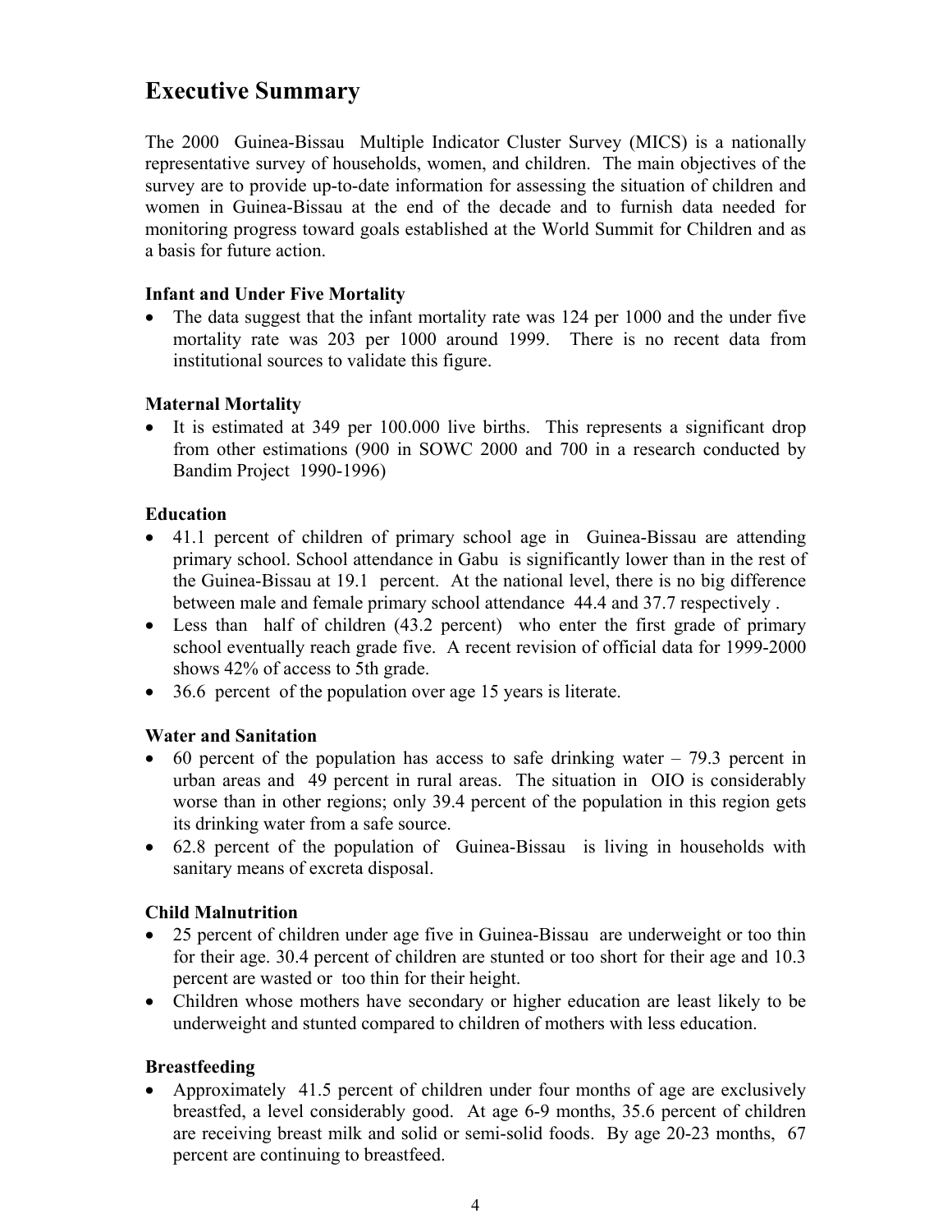# Executive Summary

The 2000 Guinea-Bissau Multiple Indicator Cluster Survey (MICS) is a nationally representative survey of households, women, and children. The main objectives of the survey are to provide up-to-date information for assessing the situation of children and women in Guinea-Bissau at the end of the decade and to furnish data needed for monitoring progress toward goals established at the World Summit for Children and as a basis for future action.

### Infant and Under Five Mortality

- The data suggest that the infant mortality rate was 124 per 1000 and the under five mortality rate was 203 per 1000 around 1999. There is no recent data from institutional sources to validate this figure.

### Maternal Mortality

- It is estimated at 349 per 100.000 live births. This represents a significant drop from other estimations (900 in SOWC 2000 and 700 in a research conducted by Bandim Project 1990-1996)

### Education

- 41.1 percent of children of primary school age in Guinea-Bissau are attending primary school. School attendance in Gabu is significantly lower than in the rest of the Guinea-Bissau at 19.1 percent. At the national level, there is no big difference between male and female primary school attendance 44.4 and 37.7 respectively .
- Less than half of children (43.2 percent) who enter the first grade of primary school eventually reach grade five. A recent revision of official data for 1999-2000 shows 42% of access to 5th grade.
- 36.6 percent of the population over age 15 years is literate.

### Water and Sanitation

- 60 percent of the population has access to safe drinking water – 79.3 percent in urban areas and 49 percent in rural areas. The situation in OIO is considerably worse than in other regions; only 39.4 percent of the population in this region gets its drinking water from a safe source.
- 62.8 percent of the population of Guinea-Bissau is living in households with sanitary means of excreta disposal.

### Child Malnutrition

- 25 percent of children under age five in Guinea-Bissau are underweight or too thin for their age. 30.4 percent of children are stunted or too short for their age and 10.3 percent are wasted or too thin for their height.
- Children whose mothers have secondary or higher education are least likely to be underweight and stunted compared to children of mothers with less education.

### Breastfeeding

- Approximately 41.5 percent of children under four months of age are exclusively breastfed, a level considerably good. At age 6-9 months, 35.6 percent of children are receiving breast milk and solid or semi-solid foods. By age 20-23 months, 67 percent are continuing to breastfeed.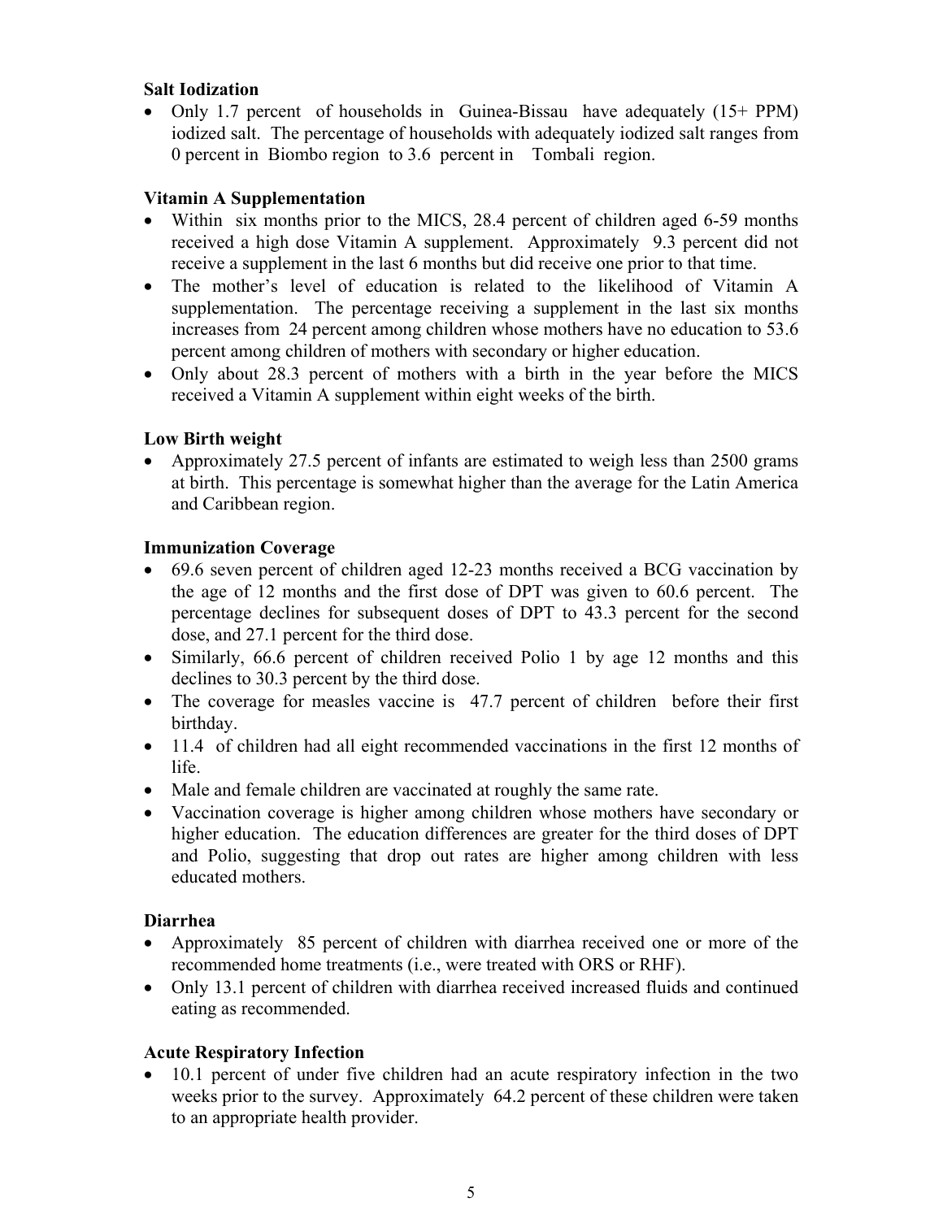**Salt Iodization**

- Only 1.7 percent of households in Guinea-Bissau have adequately (15+ PPM) iodized salt. The percentage of households with adequately iodized salt ranges from 0 percent in Biombo region to 3.6 percent in Tombali region.

**Vitamin A Supplementation**

- Within six months prior to the MICS, 28.4 percent of children aged 6-59 months received a high dose Vitamin A supplement. Approximately 9.3 percent did not receive a supplement in the last 6 months but did receive one prior to that time.
- The mother's level of education is related to the likelihood of Vitamin A supplementation. The percentage receiving a supplement in the last six months increases from 24 percent among children whose mothers have no education to 53.6 percent among children of mothers with secondary or higher education.
- Only about 28.3 percent of mothers with a birth in the year before the MICS received a Vitamin A supplement within eight weeks of the birth.

**Low Birth weight**

- Approximately 27.5 percent of infants are estimated to weigh less than 2500 grams at birth. This percentage is somewhat higher than the average for the Latin America and Caribbean region.

**Immunization Coverage**

- 69.6 seven percent of children aged 12-23 months received a BCG vaccination by the age of 12 months and the first dose of DPT was given to 60.6 percent. The percentage declines for subsequent doses of DPT to 43.3 percent for the second dose, and 27.1 percent for the third dose.
- Similarly, 66.6 percent of children received Polio 1 by age 12 months and this declines to 30.3 percent by the third dose.
- The coverage for measles vaccine is 47.7 percent of children before their first birthday.
- 11.4 of children had all eight recommended vaccinations in the first 12 months of life.
- Male and female children are vaccinated at roughly the same rate.
- Vaccination coverage is higher among children whose mothers have secondary or higher education. The education differences are greater for the third doses of DPT and Polio, suggesting that drop out rates are higher among children with less educated mothers.

**Diarrhea**

- Approximately 85 percent of children with diarrhea received one or more of the recommended home treatments (i.e., were treated with ORS or RHF).
- Only 13.1 percent of children with diarrhea received increased fluids and continued eating as recommended.

**Acute Respiratory Infection**

- 10.1 percent of under five children had an acute respiratory infection in the two weeks prior to the survey. Approximately 64.2 percent of these children were taken to an appropriate health provider.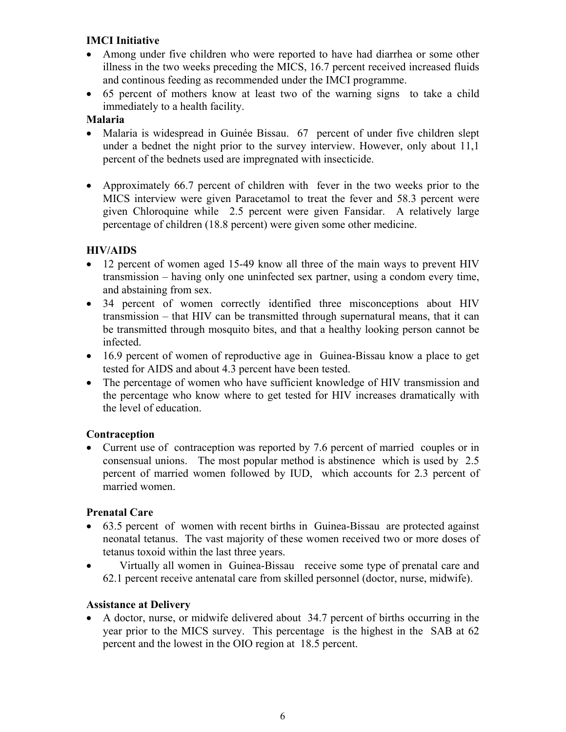**IMCI Initiative**

- Among under five children who were reported to have had diarrhea or some other illness in the two weeks preceding the MICS, 16.7 percent received increased fluids and continous feeding as recommended under the IMCI programme.
- 65 percent of mothers know at least two of the warning signs to take a child immediately to a health facility.

**Malaria**

- Malaria is widespread in Guinée Bissau. 67 percent of under five children slept under a bednet the night prior to the survey interview. However, only about 11,1 percent of the bednets used are impregnated with insecticide.

- Approximately 66.7 percent of children with fever in the two weeks prior to the MICS interview were given Paracetamol to treat the fever and 58.3 percent were given Chloroquine while 2.5 percent were given Fansidar. A relatively large percentage of children (18.8 percent) were given some other medicine.

**HIV/AIDS**

- 12 percent of women aged 15-49 know all three of the main ways to prevent HIV transmission – having only one uninfected sex partner, using a condom every time, and abstaining from sex.
- 34 percent of women correctly identified three misconceptions about HIV transmission – that HIV can be transmitted through supernatural means, that it can be transmitted through mosquito bites, and that a healthy looking person cannot be infected.
- 16.9 percent of women of reproductive age in Guinea-Bissau know a place to get tested for AIDS and about 4.3 percent have been tested.
- The percentage of women who have sufficient knowledge of HIV transmission and the percentage who know where to get tested for HIV increases dramatically with the level of education.

**Contraception**

- Current use of contraception was reported by 7.6 percent of married couples or in consensual unions. The most popular method is abstinence which is used by 2.5 percent of married women followed by IUD, which accounts for 2.3 percent of married women.

**Prenatal Care**

- 63.5 percent of women with recent births in Guinea-Bissau are protected against neonatal tetanus. The vast majority of these women received two or more doses of tetanus toxoid within the last three years.
- Virtually all women in Guinea-Bissau receive some type of prenatal care and 62.1 percent receive antenatal care from skilled personnel (doctor, nurse, midwife).

**Assistance at Delivery**

- A doctor, nurse, or midwife delivered about 34.7 percent of births occurring in the year prior to the MICS survey. This percentage is the highest in the SAB at 62 percent and the lowest in the OIO region at 18.5 percent.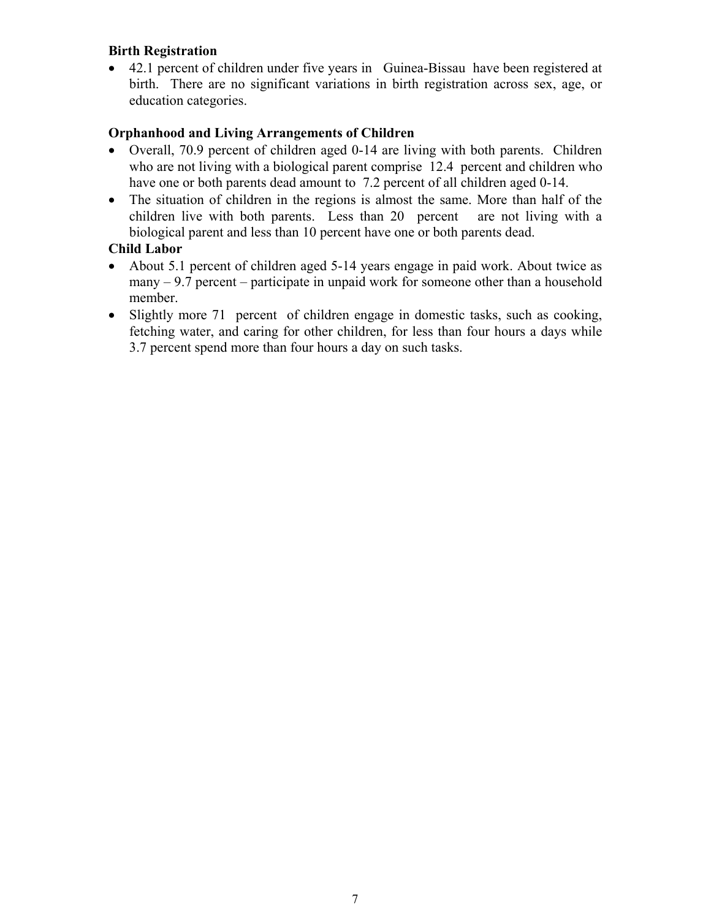**Birth Registration**

- 42.1 percent of children under five years in Guinea-Bissau have been registered at birth. There are no significant variations in birth registration across sex, age, or education categories.

**Orphanhood and Living Arrangements of Children**

- Overall, 70.9 percent of children aged 0-14 are living with both parents. Children who are not living with a biological parent comprise 12.4 percent and children who have one or both parents dead amount to 7.2 percent of all children aged 0-14.
- The situation of children in the regions is almost the same. More than half of the children live with both parents. Less than 20 percent are not living with a biological parent and less than 10 percent have one or both parents dead.

**Child Labor**

- About 5.1 percent of children aged 5-14 years engage in paid work. About twice as many – 9.7 percent – participate in unpaid work for someone other than a household member.
- Slightly more 71 percent of children engage in domestic tasks, such as cooking, fetching water, and caring for other children, for less than four hours a days while 3.7 percent spend more than four hours a day on such tasks.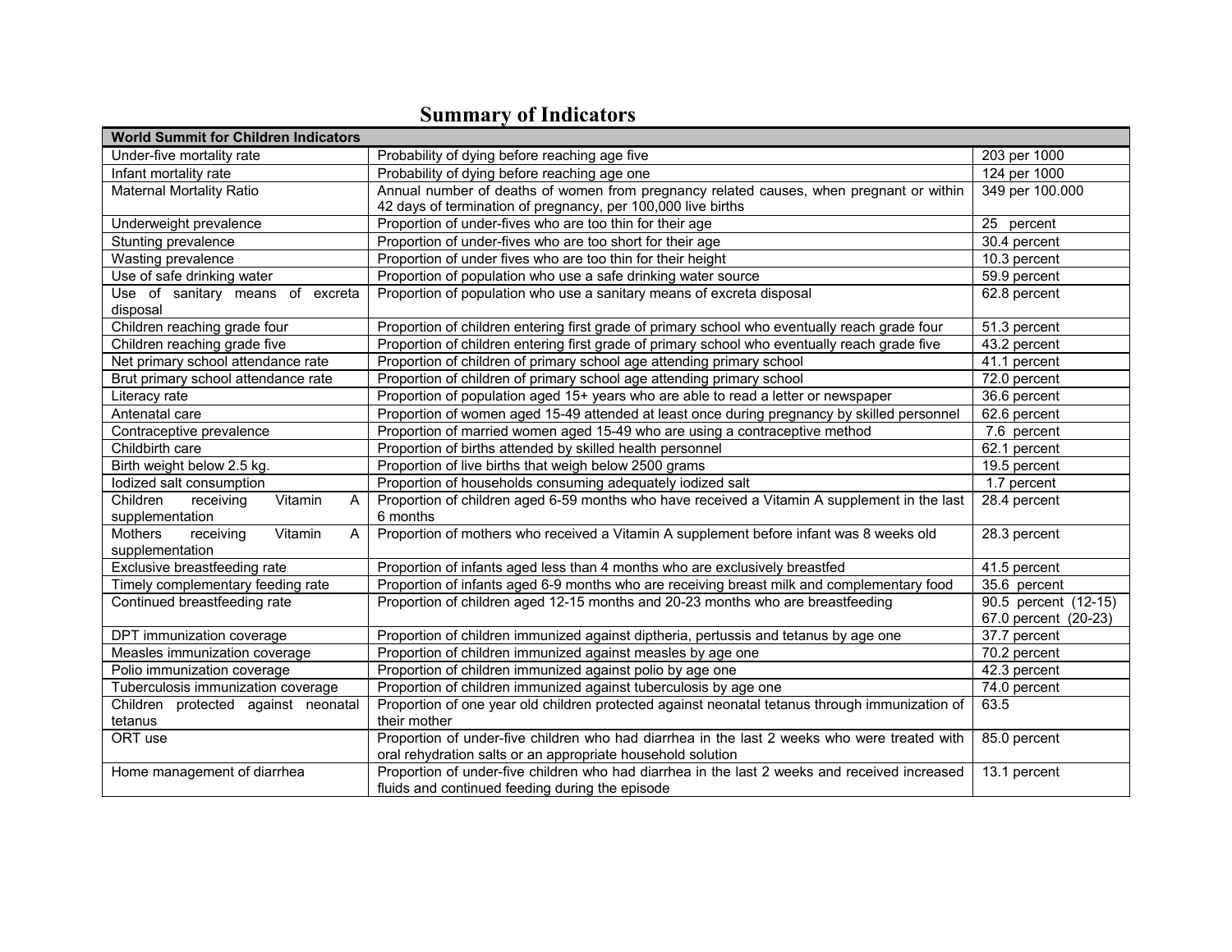# Summary of Indicators

| World Summit for Children Indicators | | |
|---|---|---|
| Under-five mortality rate | Probability of dying before reaching age five | 203 per 1000 |
| Infant mortality rate | Probability of dying before reaching age one | 124 per 1000 |
| Maternal Mortality Ratio | Annual number of deaths of women from pregnancy related causes, when pregnant or within 42 days of termination of pregnancy, per 100,000 live births | 349 per 100.000 |
| Underweight prevalence | Proportion of under-fives who are too thin for their age | 25 percent |
| Stunting prevalence | Proportion of under-fives who are too short for their age | 30.4 percent |
| Wasting prevalence | Proportion of under fives who are too thin for their height | 10.3 percent |
| Use of safe drinking water | Proportion of population who use a safe drinking water source | 59.9 percent |
| Use of sanitary means of excreta disposal | Proportion of population who use a sanitary means of excreta disposal | 62.8 percent |
| Children reaching grade four | Proportion of children entering first grade of primary school who eventually reach grade four | 51.3 percent |
| Children reaching grade five | Proportion of children entering first grade of primary school who eventually reach grade five | 43.2 percent |
| Net primary school attendance rate | Proportion of children of primary school age attending primary school | 41.1 percent |
| Brut primary school attendance rate | Proportion of children of primary school age attending primary school | 72.0 percent |
| Literacy rate | Proportion of population aged 15+ years who are able to read a letter or newspaper | 36.6 percent |
| Antenatal care | Proportion of women aged 15-49 attended at least once during pregnancy by skilled personnel | 62.6 percent |
| Contraceptive prevalence | Proportion of married women aged 15-49 who are using a contraceptive method | 7.6 percent |
| Childbirth care | Proportion of births attended by skilled health personnel | 62.1 percent |
| Birth weight below 2.5 kg. | Proportion of live births that weigh below 2500 grams | 19.5 percent |
| Iodized salt consumption | Proportion of households consuming adequately iodized salt | 1.7 percent |
| Children receiving Vitamin A supplementation | Proportion of children aged 6-59 months who have received a Vitamin A supplement in the last 6 months | 28.4 percent |
| Mothers receiving Vitamin A supplementation | Proportion of mothers who received a Vitamin A supplement before infant was 8 weeks old | 28.3 percent |
| Exclusive breastfeeding rate | Proportion of infants aged less than 4 months who are exclusively breastfed | 41.5 percent |
| Timely complementary feeding rate | Proportion of infants aged 6-9 months who are receiving breast milk and complementary food | 35.6 percent |
| Continued breastfeeding rate | Proportion of children aged 12-15 months and 20-23 months who are breastfeeding | 90.5 percent (12-15)<br>67.0 percent (20-23) |
| DPT immunization coverage | Proportion of children immunized against diptheria, pertussis and tetanus by age one | 37.7 percent |
| Measles immunization coverage | Proportion of children immunized against measles by age one | 70.2 percent |
| Polio immunization coverage | Proportion of children immunized against polio by age one | 42.3 percent |
| Tuberculosis immunization coverage | Proportion of children immunized against tuberculosis by age one | 74.0 percent |
| Children protected against neonatal tetanus | Proportion of one year old children protected against neonatal tetanus through immunization of their mother | 63.5 |
| ORT use | Proportion of under-five children who had diarrhea in the last 2 weeks who were treated with oral rehydration salts or an appropriate household solution | 85.0 percent |
| Home management of diarrhea | Proportion of under-five children who had diarrhea in the last 2 weeks and received increased fluids and continued feeding during the episode | 13.1 percent |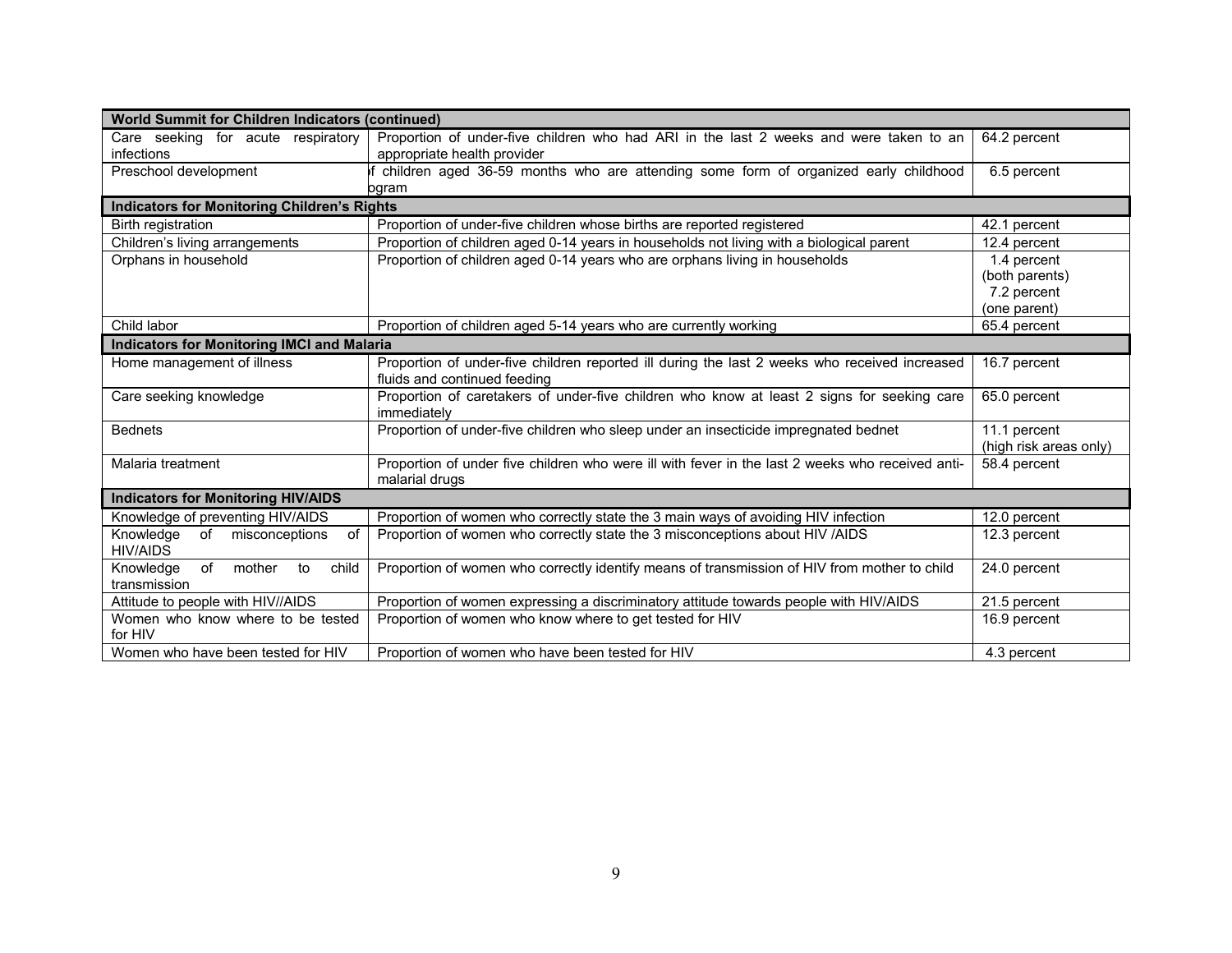| World Summit for Children Indicators (continued) | | |
|---|---|---|
| Care seeking for acute respiratory infections | Proportion of under-five children who had ARI in the last 2 weeks and were taken to an appropriate health provider | 64.2 percent |
| Preschool development | f children aged 36-59 months who are attending some form of organized early childhood ogram | 6.5 percent |
| **Indicators for Monitoring Children's Rights** | | |
| Birth registration | Proportion of under-five children whose births are reported registered | 42.1 percent |
| Children's living arrangements | Proportion of children aged 0-14 years in households not living with a biological parent | 12.4 percent |
| Orphans in household | Proportion of children aged 0-14 years who are orphans living in households | 1.4 percent (both parents) 7.2 percent (one parent) |
| Child labor | Proportion of children aged 5-14 years who are currently working | 65.4 percent |
| **Indicators for Monitoring IMCI and Malaria** | | |
| Home management of illness | Proportion of under-five children reported ill during the last 2 weeks who received increased fluids and continued feeding | 16.7 percent |
| Care seeking knowledge | Proportion of caretakers of under-five children who know at least 2 signs for seeking care immediately | 65.0 percent |
| Bednets | Proportion of under-five children who sleep under an insecticide impregnated bednet | 11.1 percent (high risk areas only) |
| Malaria treatment | Proportion of under five children who were ill with fever in the last 2 weeks who received anti-malarial drugs | 58.4 percent |
| **Indicators for Monitoring HIV/AIDS** | | |
| Knowledge of preventing HIV/AIDS | Proportion of women who correctly state the 3 main ways of avoiding HIV infection | 12.0 percent |
| Knowledge of misconceptions of HIV/AIDS | Proportion of women who correctly state the 3 misconceptions about HIV /AIDS | 12.3 percent |
| Knowledge of mother to child transmission | Proportion of women who correctly identify means of transmission of HIV from mother to child | 24.0 percent |
| Attitude to people with HIV//AIDS | Proportion of women expressing a discriminatory attitude towards people with HIV/AIDS | 21.5 percent |
| Women who know where to be tested for HIV | Proportion of women who know where to get tested for HIV | 16.9 percent |
| Women who have been tested for HIV | Proportion of women who have been tested for HIV | 4.3 percent |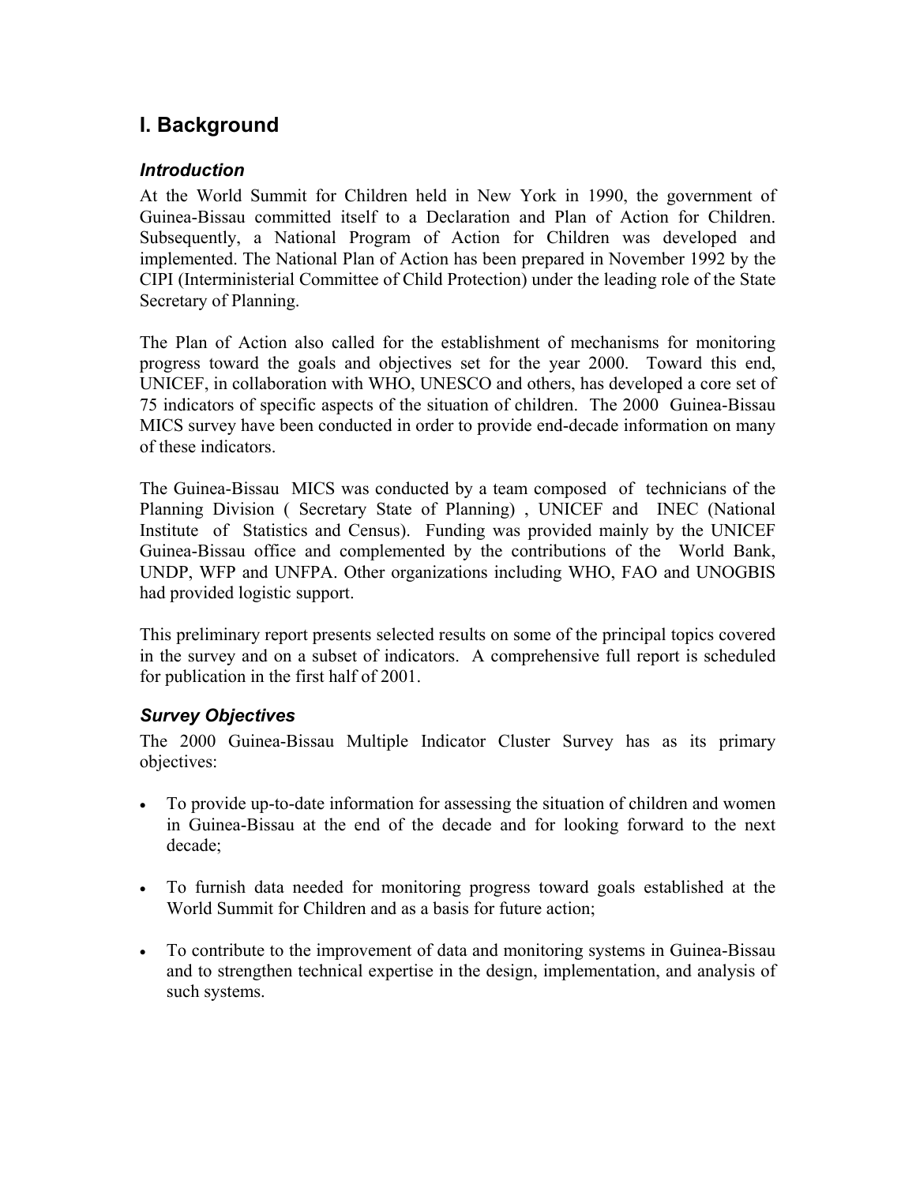# I. Background

### *Introduction*

At the World Summit for Children held in New York in 1990, the government of Guinea-Bissau committed itself to a Declaration and Plan of Action for Children. Subsequently, a National Program of Action for Children was developed and implemented. The National Plan of Action has been prepared in November 1992 by the CIPI (Interministerial Committee of Child Protection) under the leading role of the State Secretary of Planning.

The Plan of Action also called for the establishment of mechanisms for monitoring progress toward the goals and objectives set for the year 2000. Toward this end, UNICEF, in collaboration with WHO, UNESCO and others, has developed a core set of 75 indicators of specific aspects of the situation of children. The 2000 Guinea-Bissau MICS survey have been conducted in order to provide end-decade information on many of these indicators.

The Guinea-Bissau MICS was conducted by a team composed of technicians of the Planning Division ( Secretary State of Planning) , UNICEF and INEC (National Institute of Statistics and Census). Funding was provided mainly by the UNICEF Guinea-Bissau office and complemented by the contributions of the World Bank, UNDP, WFP and UNFPA. Other organizations including WHO, FAO and UNOGBIS had provided logistic support.

This preliminary report presents selected results on some of the principal topics covered in the survey and on a subset of indicators. A comprehensive full report is scheduled for publication in the first half of 2001.

### *Survey Objectives*

The 2000 Guinea-Bissau Multiple Indicator Cluster Survey has as its primary objectives:

- To provide up-to-date information for assessing the situation of children and women in Guinea-Bissau at the end of the decade and for looking forward to the next decade;
- To furnish data needed for monitoring progress toward goals established at the World Summit for Children and as a basis for future action;
- To contribute to the improvement of data and monitoring systems in Guinea-Bissau and to strengthen technical expertise in the design, implementation, and analysis of such systems.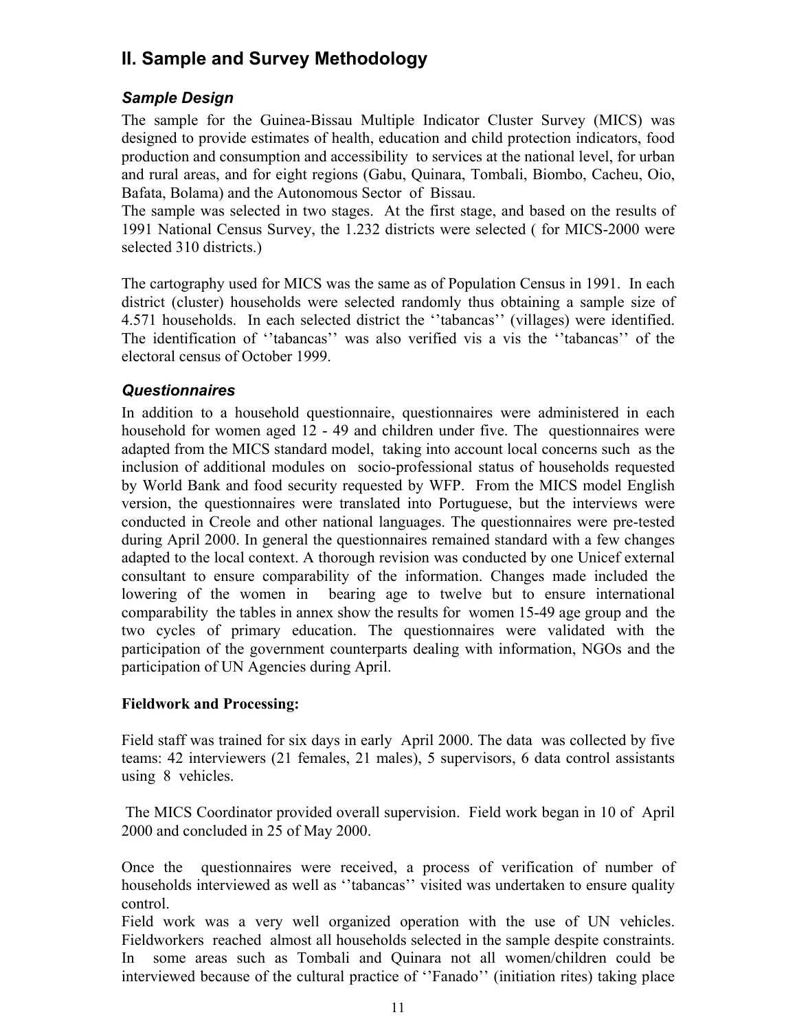## II. Sample and Survey Methodology

### *Sample Design*

The sample for the Guinea-Bissau Multiple Indicator Cluster Survey (MICS) was designed to provide estimates of health, education and child protection indicators, food production and consumption and accessibility to services at the national level, for urban and rural areas, and for eight regions (Gabu, Quinara, Tombali, Biombo, Cacheu, Oio, Bafata, Bolama) and the Autonomous Sector of Bissau.
The sample was selected in two stages. At the first stage, and based on the results of 1991 National Census Survey, the 1.232 districts were selected ( for MICS-2000 were selected 310 districts.)

The cartography used for MICS was the same as of Population Census in 1991. In each district (cluster) households were selected randomly thus obtaining a sample size of 4.571 households. In each selected district the ''tabancas'' (villages) were identified. The identification of ''tabancas'' was also verified vis a vis the ''tabancas'' of the electoral census of October 1999.

### *Questionnaires*

In addition to a household questionnaire, questionnaires were administered in each household for women aged 12 - 49 and children under five. The questionnaires were adapted from the MICS standard model, taking into account local concerns such as the inclusion of additional modules on socio-professional status of households requested by World Bank and food security requested by WFP. From the MICS model English version, the questionnaires were translated into Portuguese, but the interviews were conducted in Creole and other national languages. The questionnaires were pre-tested during April 2000. In general the questionnaires remained standard with a few changes adapted to the local context. A thorough revision was conducted by one Unicef external consultant to ensure comparability of the information. Changes made included the lowering of the women in bearing age to twelve but to ensure international comparability the tables in annex show the results for women 15-49 age group and the two cycles of primary education. The questionnaires were validated with the participation of the government counterparts dealing with information, NGOs and the participation of UN Agencies during April.

**Fieldwork and Processing:**

Field staff was trained for six days in early April 2000. The data was collected by five teams: 42 interviewers (21 females, 21 males), 5 supervisors, 6 data control assistants using 8 vehicles.

The MICS Coordinator provided overall supervision. Field work began in 10 of April 2000 and concluded in 25 of May 2000.

Once the questionnaires were received, a process of verification of number of households interviewed as well as ''tabancas'' visited was undertaken to ensure quality control.
Field work was a very well organized operation with the use of UN vehicles. Fieldworkers reached almost all households selected in the sample despite constraints. In some areas such as Tombali and Quinara not all women/children could be interviewed because of the cultural practice of ''Fanado'' (initiation rites) taking place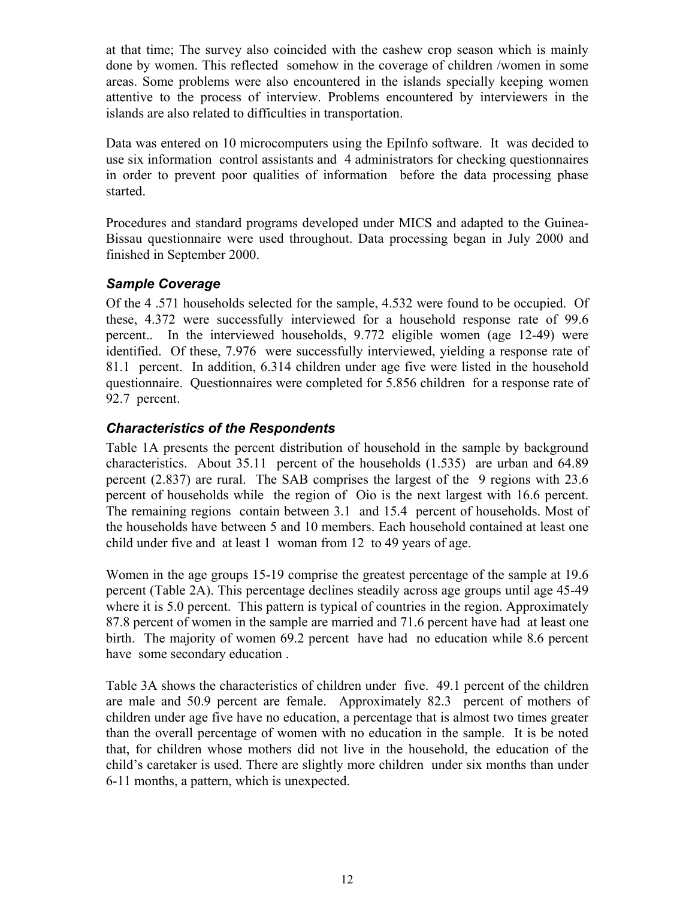at that time; The survey also coincided with the cashew crop season which is mainly done by women. This reflected somehow in the coverage of children /women in some areas. Some problems were also encountered in the islands specially keeping women attentive to the process of interview. Problems encountered by interviewers in the islands are also related to difficulties in transportation.

Data was entered on 10 microcomputers using the EpiInfo software. It was decided to use six information control assistants and 4 administrators for checking questionnaires in order to prevent poor qualities of information before the data processing phase started.

Procedures and standard programs developed under MICS and adapted to the Guinea-Bissau questionnaire were used throughout. Data processing began in July 2000 and finished in September 2000.

### *Sample Coverage*

Of the 4 .571 households selected for the sample, 4.532 were found to be occupied. Of these, 4.372 were successfully interviewed for a household response rate of 99.6 percent.. In the interviewed households, 9.772 eligible women (age 12-49) were identified. Of these, 7.976 were successfully interviewed, yielding a response rate of 81.1 percent. In addition, 6.314 children under age five were listed in the household questionnaire. Questionnaires were completed for 5.856 children for a response rate of 92.7 percent.

### *Characteristics of the Respondents*

Table 1A presents the percent distribution of household in the sample by background characteristics. About 35.11 percent of the households (1.535) are urban and 64.89 percent (2.837) are rural. The SAB comprises the largest of the 9 regions with 23.6 percent of households while the region of Oio is the next largest with 16.6 percent. The remaining regions contain between 3.1 and 15.4 percent of households. Most of the households have between 5 and 10 members. Each household contained at least one child under five and at least 1 woman from 12 to 49 years of age.

Women in the age groups 15-19 comprise the greatest percentage of the sample at 19.6 percent (Table 2A). This percentage declines steadily across age groups until age 45-49 where it is 5.0 percent. This pattern is typical of countries in the region. Approximately 87.8 percent of women in the sample are married and 71.6 percent have had at least one birth. The majority of women 69.2 percent have had no education while 8.6 percent have some secondary education .

Table 3A shows the characteristics of children under five. 49.1 percent of the children are male and 50.9 percent are female. Approximately 82.3 percent of mothers of children under age five have no education, a percentage that is almost two times greater than the overall percentage of women with no education in the sample. It is be noted that, for children whose mothers did not live in the household, the education of the child's caretaker is used. There are slightly more children under six months than under 6-11 months, a pattern, which is unexpected.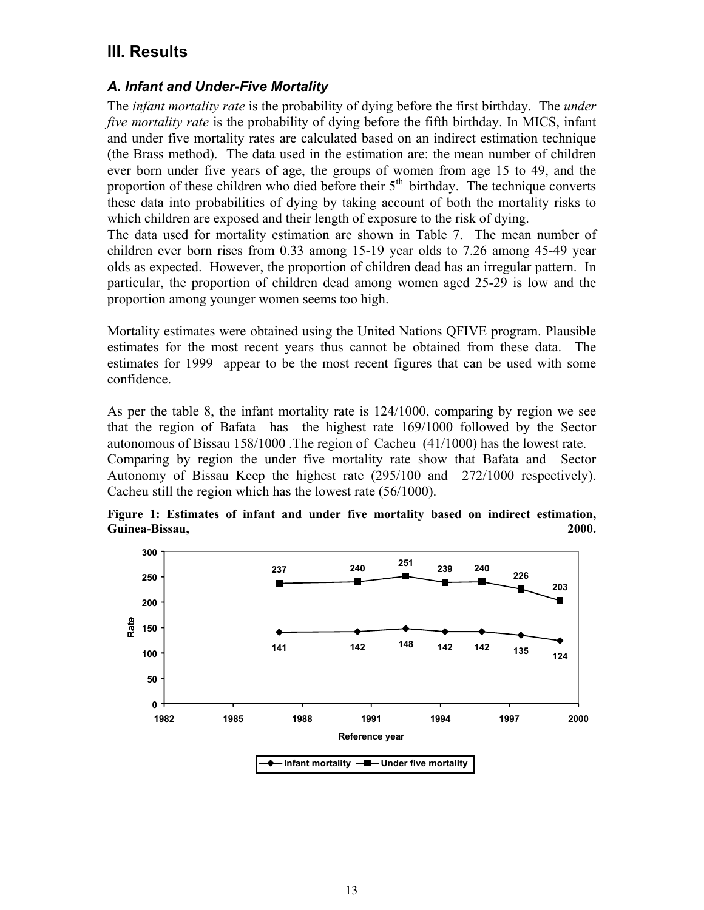# III. Results

## *A. Infant and Under-Five Mortality*

The *infant mortality rate* is the probability of dying before the first birthday. The *under five mortality rate* is the probability of dying before the fifth birthday. In MICS, infant and under five mortality rates are calculated based on an indirect estimation technique (the Brass method). The data used in the estimation are: the mean number of children ever born under five years of age, the groups of women from age 15 to 49, and the proportion of these children who died before their 5th birthday. The technique converts these data into probabilities of dying by taking account of both the mortality risks to which children are exposed and their length of exposure to the risk of dying.

The data used for mortality estimation are shown in Table 7. The mean number of children ever born rises from 0.33 among 15-19 year olds to 7.26 among 45-49 year olds as expected. However, the proportion of children dead has an irregular pattern. In particular, the proportion of children dead among women aged 25-29 is low and the proportion among younger women seems too high.

Mortality estimates were obtained using the United Nations QFIVE program. Plausible estimates for the most recent years thus cannot be obtained from these data. The estimates for 1999 appear to be the most recent figures that can be used with some confidence.

As per the table 8, the infant mortality rate is 124/1000, comparing by region we see that the region of Bafata has the highest rate 169/1000 followed by the Sector autonomous of Bissau 158/1000 .The region of Cacheu (41/1000) has the lowest rate.
Comparing by region the under five mortality rate show that Bafata and Sector Autonomy of Bissau Keep the highest rate (295/100 and 272/1000 respectively). Cacheu still the region which has the lowest rate (56/1000).

**Figure 1: Estimates of infant and under five mortality based on indirect estimation, Guinea-Bissau, 2000.**

| Reference year (approx.) | Infant mortality | Under five mortality |
|---|---|---|
| ~1987 | 141 | 237 |
| ~1990 | 142 | 240 |
| ~1992 | 148 | 251 |
| ~1994 | 142 | 239 |
| ~1996 | 142 | 240 |
| ~1997 | 135 | 226 |
| ~1999 | 124 | 203 |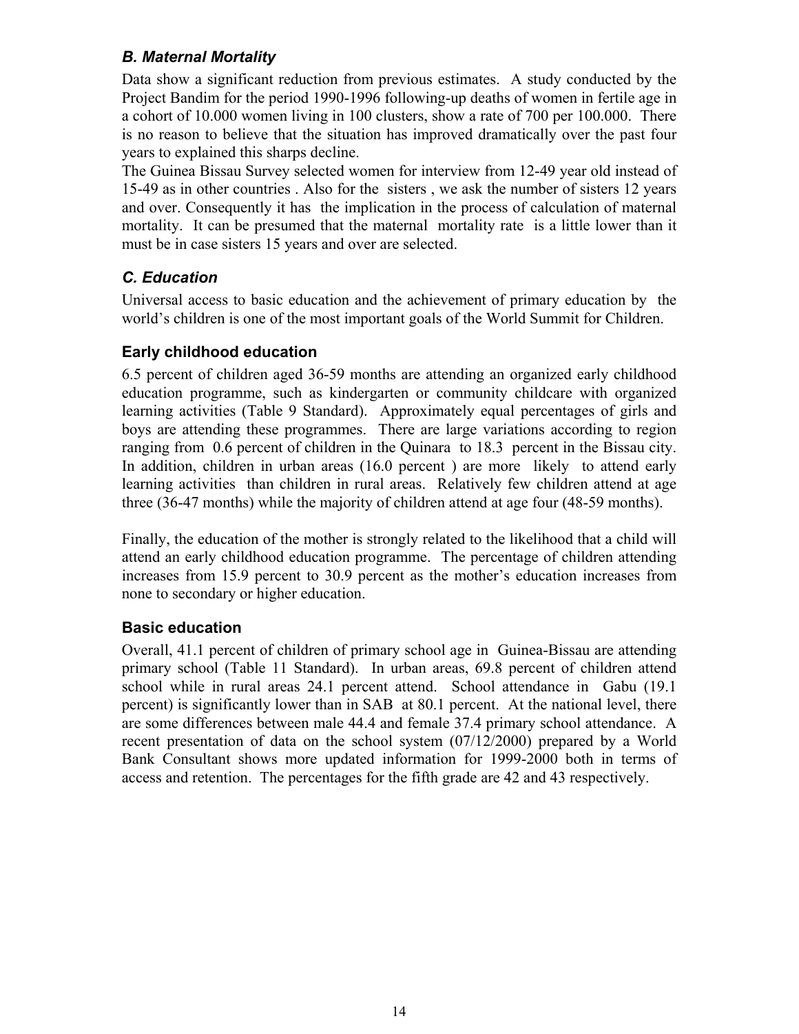### *B. Maternal Mortality*

Data show a significant reduction from previous estimates. A study conducted by the Project Bandim for the period 1990-1996 following-up deaths of women in fertile age in a cohort of 10.000 women living in 100 clusters, show a rate of 700 per 100.000. There is no reason to believe that the situation has improved dramatically over the past four years to explained this sharps decline.

The Guinea Bissau Survey selected women for interview from 12-49 year old instead of 15-49 as in other countries . Also for the sisters , we ask the number of sisters 12 years and over. Consequently it has the implication in the process of calculation of maternal mortality. It can be presumed that the maternal mortality rate is a little lower than it must be in case sisters 15 years and over are selected.

### *C. Education*

Universal access to basic education and the achievement of primary education by the world's children is one of the most important goals of the World Summit for Children.

### Early childhood education

6.5 percent of children aged 36-59 months are attending an organized early childhood education programme, such as kindergarten or community childcare with organized learning activities (Table 9 Standard). Approximately equal percentages of girls and boys are attending these programmes. There are large variations according to region ranging from 0.6 percent of children in the Quinara to 18.3 percent in the Bissau city. In addition, children in urban areas (16.0 percent ) are more likely to attend early learning activities than children in rural areas. Relatively few children attend at age three (36-47 months) while the majority of children attend at age four (48-59 months).

Finally, the education of the mother is strongly related to the likelihood that a child will attend an early childhood education programme. The percentage of children attending increases from 15.9 percent to 30.9 percent as the mother's education increases from none to secondary or higher education.

### Basic education

Overall, 41.1 percent of children of primary school age in Guinea-Bissau are attending primary school (Table 11 Standard). In urban areas, 69.8 percent of children attend school while in rural areas 24.1 percent attend. School attendance in Gabu (19.1 percent) is significantly lower than in SAB at 80.1 percent. At the national level, there are some differences between male 44.4 and female 37.4 primary school attendance. A recent presentation of data on the school system (07/12/2000) prepared by a World Bank Consultant shows more updated information for 1999-2000 both in terms of access and retention. The percentages for the fifth grade are 42 and 43 respectively.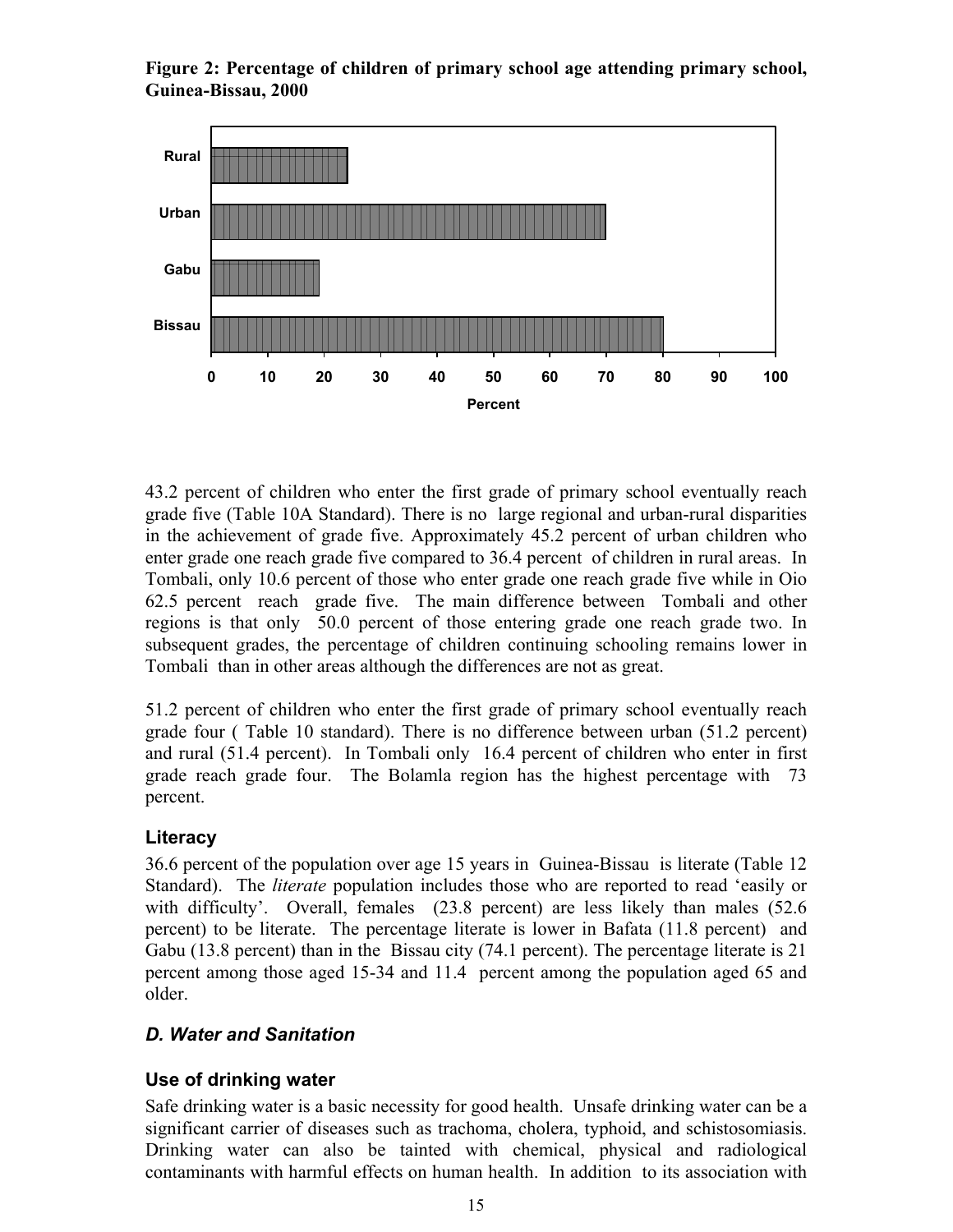**Figure 2: Percentage of children of primary school age attending primary school, Guinea-Bissau, 2000**

43.2 percent of children who enter the first grade of primary school eventually reach grade five (Table 10A Standard). There is no large regional and urban-rural disparities in the achievement of grade five. Approximately 45.2 percent of urban children who enter grade one reach grade five compared to 36.4 percent of children in rural areas. In Tombali, only 10.6 percent of those who enter grade one reach grade five while in Oio 62.5 percent reach grade five. The main difference between Tombali and other regions is that only 50.0 percent of those entering grade one reach grade two. In subsequent grades, the percentage of children continuing schooling remains lower in Tombali than in other areas although the differences are not as great.

51.2 percent of children who enter the first grade of primary school eventually reach grade four ( Table 10 standard). There is no difference between urban (51.2 percent) and rural (51.4 percent). In Tombali only 16.4 percent of children who enter in first grade reach grade four. The Bolamla region has the highest percentage with 73 percent.

### Literacy

36.6 percent of the population over age 15 years in Guinea-Bissau is literate (Table 12 Standard). The *literate* population includes those who are reported to read 'easily or with difficulty'. Overall, females (23.8 percent) are less likely than males (52.6 percent) to be literate. The percentage literate is lower in Bafata (11.8 percent) and Gabu (13.8 percent) than in the Bissau city (74.1 percent). The percentage literate is 21 percent among those aged 15-34 and 11.4 percent among the population aged 65 and older.

## *D. Water and Sanitation*

### Use of drinking water

Safe drinking water is a basic necessity for good health. Unsafe drinking water can be a significant carrier of diseases such as trachoma, cholera, typhoid, and schistosomiasis. Drinking water can also be tainted with chemical, physical and radiological contaminants with harmful effects on human health. In addition to its association with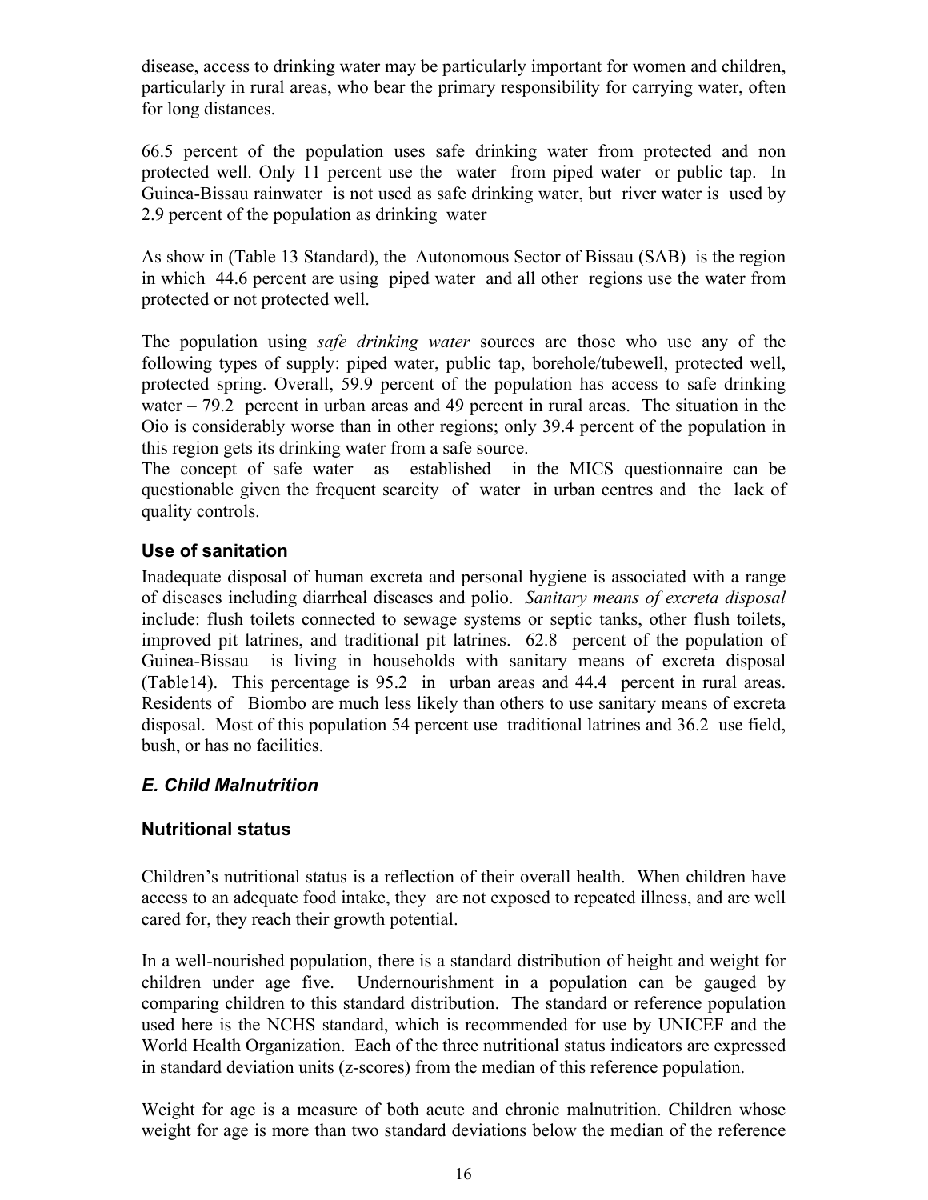disease, access to drinking water may be particularly important for women and children, particularly in rural areas, who bear the primary responsibility for carrying water, often for long distances.

66.5 percent of the population uses safe drinking water from protected and non protected well. Only 11 percent use the water from piped water or public tap. In Guinea-Bissau rainwater is not used as safe drinking water, but river water is used by 2.9 percent of the population as drinking water

As show in (Table 13 Standard), the Autonomous Sector of Bissau (SAB) is the region in which 44.6 percent are using piped water and all other regions use the water from protected or not protected well.

The population using *safe drinking water* sources are those who use any of the following types of supply: piped water, public tap, borehole/tubewell, protected well, protected spring. Overall, 59.9 percent of the population has access to safe drinking water – 79.2 percent in urban areas and 49 percent in rural areas. The situation in the Oio is considerably worse than in other regions; only 39.4 percent of the population in this region gets its drinking water from a safe source.
The concept of safe water as established in the MICS questionnaire can be questionable given the frequent scarcity of water in urban centres and the lack of quality controls.

### Use of sanitation

Inadequate disposal of human excreta and personal hygiene is associated with a range of diseases including diarrheal diseases and polio. *Sanitary means of excreta disposal* include: flush toilets connected to sewage systems or septic tanks, other flush toilets, improved pit latrines, and traditional pit latrines. 62.8 percent of the population of Guinea-Bissau is living in households with sanitary means of excreta disposal (Table14). This percentage is 95.2 in urban areas and 44.4 percent in rural areas. Residents of Biombo are much less likely than others to use sanitary means of excreta disposal. Most of this population 54 percent use traditional latrines and 36.2 use field, bush, or has no facilities.

## *E. Child Malnutrition*

### Nutritional status

Children's nutritional status is a reflection of their overall health. When children have access to an adequate food intake, they are not exposed to repeated illness, and are well cared for, they reach their growth potential.

In a well-nourished population, there is a standard distribution of height and weight for children under age five. Undernourishment in a population can be gauged by comparing children to this standard distribution. The standard or reference population used here is the NCHS standard, which is recommended for use by UNICEF and the World Health Organization. Each of the three nutritional status indicators are expressed in standard deviation units (z-scores) from the median of this reference population.

Weight for age is a measure of both acute and chronic malnutrition. Children whose weight for age is more than two standard deviations below the median of the reference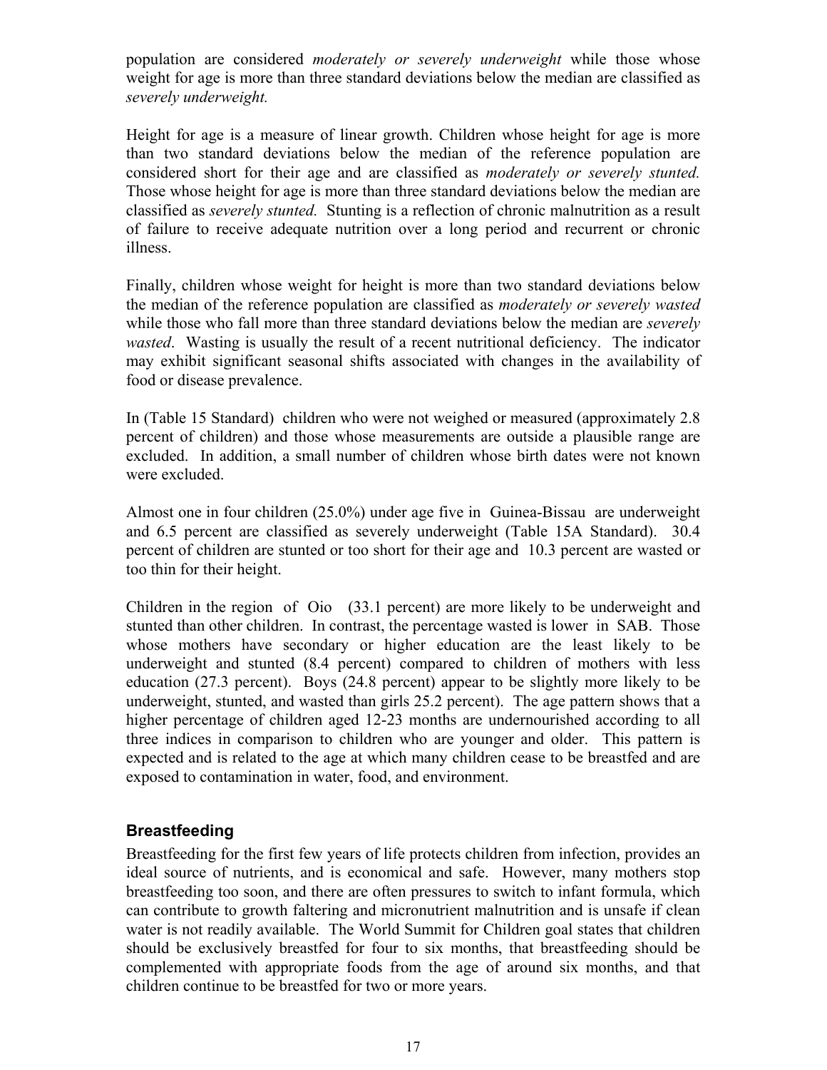population are considered *moderately or severely underweight* while those whose weight for age is more than three standard deviations below the median are classified as *severely underweight.*

Height for age is a measure of linear growth. Children whose height for age is more than two standard deviations below the median of the reference population are considered short for their age and are classified as *moderately or severely stunted.* Those whose height for age is more than three standard deviations below the median are classified as *severely stunted.* Stunting is a reflection of chronic malnutrition as a result of failure to receive adequate nutrition over a long period and recurrent or chronic illness.

Finally, children whose weight for height is more than two standard deviations below the median of the reference population are classified as *moderately or severely wasted* while those who fall more than three standard deviations below the median are *severely wasted*. Wasting is usually the result of a recent nutritional deficiency. The indicator may exhibit significant seasonal shifts associated with changes in the availability of food or disease prevalence.

In (Table 15 Standard) children who were not weighed or measured (approximately 2.8 percent of children) and those whose measurements are outside a plausible range are excluded. In addition, a small number of children whose birth dates were not known were excluded.

Almost one in four children (25.0%) under age five in Guinea-Bissau are underweight and 6.5 percent are classified as severely underweight (Table 15A Standard). 30.4 percent of children are stunted or too short for their age and 10.3 percent are wasted or too thin for their height.

Children in the region of Oio (33.1 percent) are more likely to be underweight and stunted than other children. In contrast, the percentage wasted is lower in SAB. Those whose mothers have secondary or higher education are the least likely to be underweight and stunted (8.4 percent) compared to children of mothers with less education (27.3 percent). Boys (24.8 percent) appear to be slightly more likely to be underweight, stunted, and wasted than girls 25.2 percent). The age pattern shows that a higher percentage of children aged 12-23 months are undernourished according to all three indices in comparison to children who are younger and older. This pattern is expected and is related to the age at which many children cease to be breastfed and are exposed to contamination in water, food, and environment.

## Breastfeeding

Breastfeeding for the first few years of life protects children from infection, provides an ideal source of nutrients, and is economical and safe. However, many mothers stop breastfeeding too soon, and there are often pressures to switch to infant formula, which can contribute to growth faltering and micronutrient malnutrition and is unsafe if clean water is not readily available. The World Summit for Children goal states that children should be exclusively breastfed for four to six months, that breastfeeding should be complemented with appropriate foods from the age of around six months, and that children continue to be breastfed for two or more years.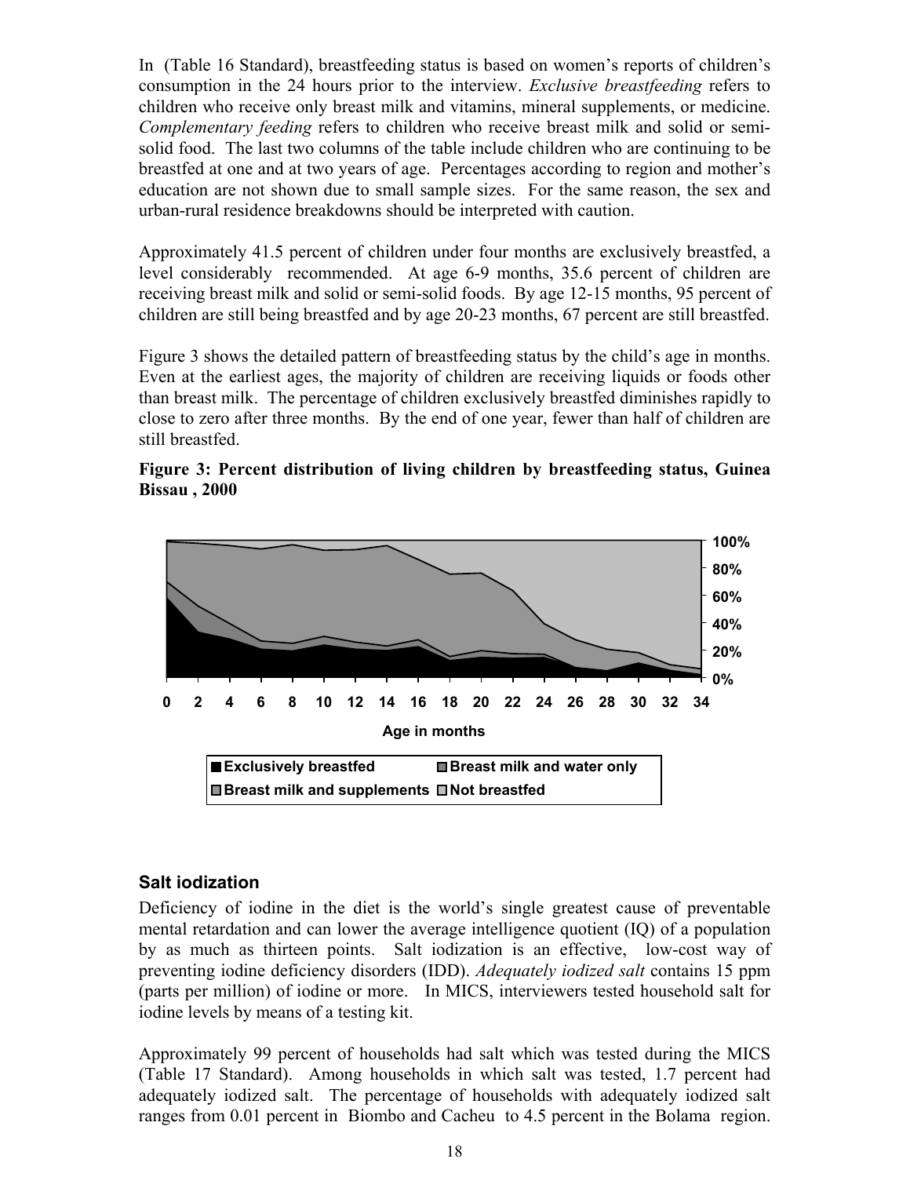In (Table 16 Standard), breastfeeding status is based on women's reports of children's consumption in the 24 hours prior to the interview. *Exclusive breastfeeding* refers to children who receive only breast milk and vitamins, mineral supplements, or medicine. *Complementary feeding* refers to children who receive breast milk and solid or semi-solid food. The last two columns of the table include children who are continuing to be breastfed at one and at two years of age. Percentages according to region and mother's education are not shown due to small sample sizes. For the same reason, the sex and urban-rural residence breakdowns should be interpreted with caution.

Approximately 41.5 percent of children under four months are exclusively breastfed, a level considerably recommended. At age 6-9 months, 35.6 percent of children are receiving breast milk and solid or semi-solid foods. By age 12-15 months, 95 percent of children are still being breastfed and by age 20-23 months, 67 percent are still breastfed.

Figure 3 shows the detailed pattern of breastfeeding status by the child's age in months. Even at the earliest ages, the majority of children are receiving liquids or foods other than breast milk. The percentage of children exclusively breastfed diminishes rapidly to close to zero after three months. By the end of one year, fewer than half of children are still breastfed.

**Figure 3: Percent distribution of living children by breastfeeding status, Guinea Bissau , 2000**

## Salt iodization

Deficiency of iodine in the diet is the world's single greatest cause of preventable mental retardation and can lower the average intelligence quotient (IQ) of a population by as much as thirteen points. Salt iodization is an effective, low-cost way of preventing iodine deficiency disorders (IDD). *Adequately iodized salt* contains 15 ppm (parts per million) of iodine or more. In MICS, interviewers tested household salt for iodine levels by means of a testing kit.

Approximately 99 percent of households had salt which was tested during the MICS (Table 17 Standard). Among households in which salt was tested, 1.7 percent had adequately iodized salt. The percentage of households with adequately iodized salt ranges from 0.01 percent in Biombo and Cacheu to 4.5 percent in the Bolama region.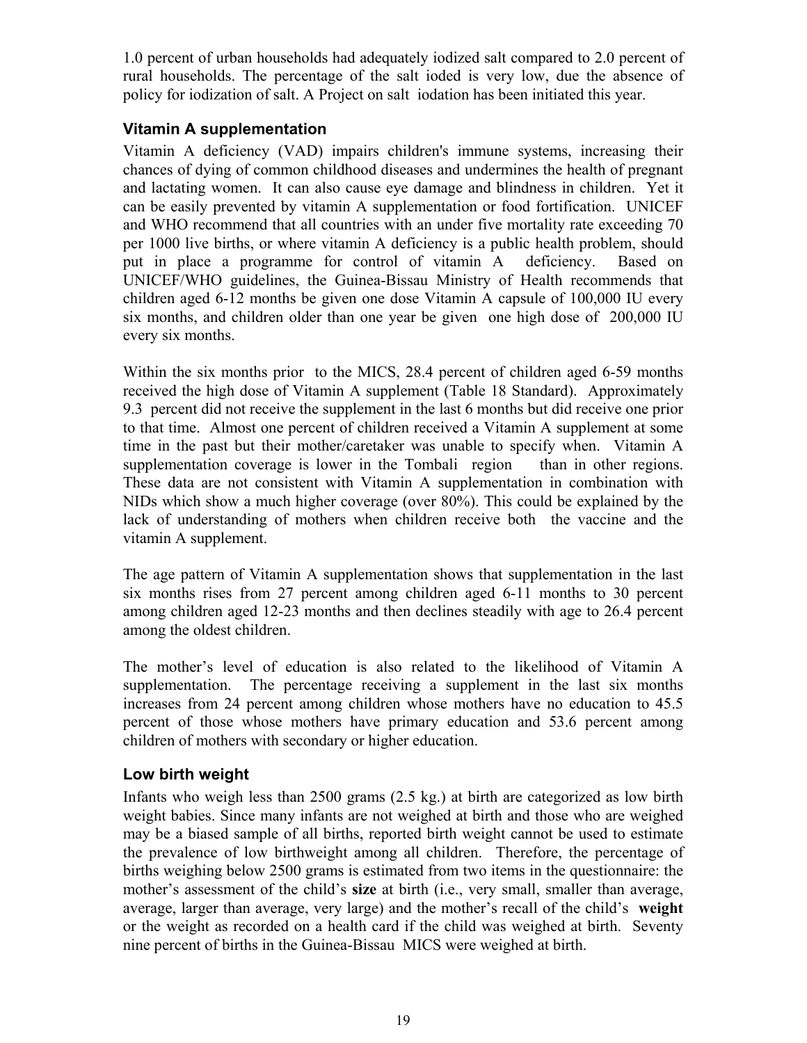1.0 percent of urban households had adequately iodized salt compared to 2.0 percent of rural households. The percentage of the salt ioded is very low, due the absence of policy for iodization of salt. A Project on salt iodation has been initiated this year.

### Vitamin A supplementation

Vitamin A deficiency (VAD) impairs children's immune systems, increasing their chances of dying of common childhood diseases and undermines the health of pregnant and lactating women. It can also cause eye damage and blindness in children. Yet it can be easily prevented by vitamin A supplementation or food fortification. UNICEF and WHO recommend that all countries with an under five mortality rate exceeding 70 per 1000 live births, or where vitamin A deficiency is a public health problem, should put in place a programme for control of vitamin A deficiency. Based on UNICEF/WHO guidelines, the Guinea-Bissau Ministry of Health recommends that children aged 6-12 months be given one dose Vitamin A capsule of 100,000 IU every six months, and children older than one year be given one high dose of 200,000 IU every six months.

Within the six months prior to the MICS, 28.4 percent of children aged 6-59 months received the high dose of Vitamin A supplement (Table 18 Standard). Approximately 9.3 percent did not receive the supplement in the last 6 months but did receive one prior to that time. Almost one percent of children received a Vitamin A supplement at some time in the past but their mother/caretaker was unable to specify when. Vitamin A supplementation coverage is lower in the Tombali region than in other regions. These data are not consistent with Vitamin A supplementation in combination with NIDs which show a much higher coverage (over 80%). This could be explained by the lack of understanding of mothers when children receive both the vaccine and the vitamin A supplement.

The age pattern of Vitamin A supplementation shows that supplementation in the last six months rises from 27 percent among children aged 6-11 months to 30 percent among children aged 12-23 months and then declines steadily with age to 26.4 percent among the oldest children.

The mother's level of education is also related to the likelihood of Vitamin A supplementation. The percentage receiving a supplement in the last six months increases from 24 percent among children whose mothers have no education to 45.5 percent of those whose mothers have primary education and 53.6 percent among children of mothers with secondary or higher education.

### Low birth weight

Infants who weigh less than 2500 grams (2.5 kg.) at birth are categorized as low birth weight babies. Since many infants are not weighed at birth and those who are weighed may be a biased sample of all births, reported birth weight cannot be used to estimate the prevalence of low birthweight among all children. Therefore, the percentage of births weighing below 2500 grams is estimated from two items in the questionnaire: the mother's assessment of the child's **size** at birth (i.e., very small, smaller than average, average, larger than average, very large) and the mother's recall of the child's **weight** or the weight as recorded on a health card if the child was weighed at birth. Seventy nine percent of births in the Guinea-Bissau MICS were weighed at birth.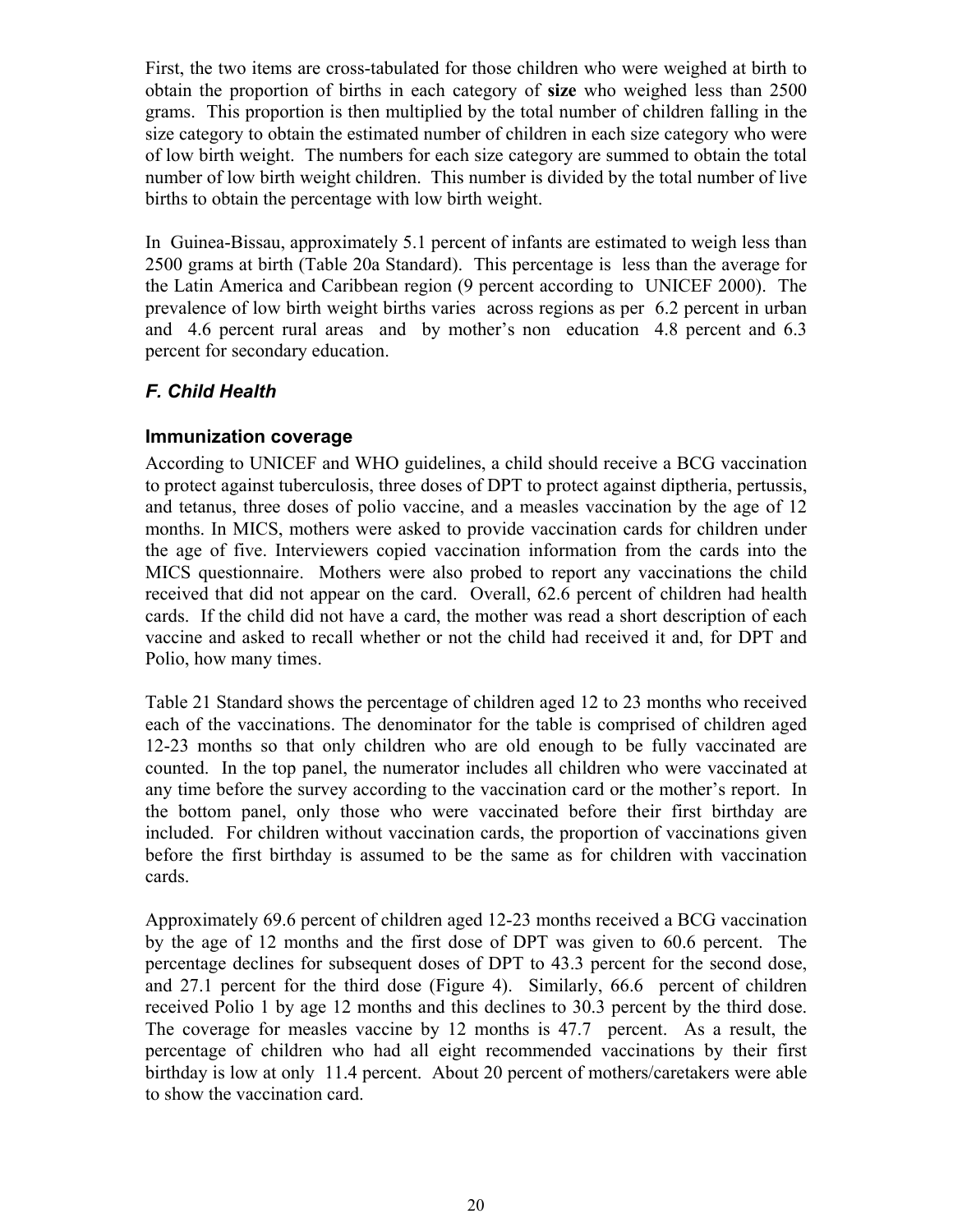First, the two items are cross-tabulated for those children who were weighed at birth to obtain the proportion of births in each category of **size** who weighed less than 2500 grams. This proportion is then multiplied by the total number of children falling in the size category to obtain the estimated number of children in each size category who were of low birth weight. The numbers for each size category are summed to obtain the total number of low birth weight children. This number is divided by the total number of live births to obtain the percentage with low birth weight.

In Guinea-Bissau, approximately 5.1 percent of infants are estimated to weigh less than 2500 grams at birth (Table 20a Standard). This percentage is less than the average for the Latin America and Caribbean region (9 percent according to UNICEF 2000). The prevalence of low birth weight births varies across regions as per 6.2 percent in urban and 4.6 percent rural areas and by mother's non education 4.8 percent and 6.3 percent for secondary education.

### *F. Child Health*

#### Immunization coverage

According to UNICEF and WHO guidelines, a child should receive a BCG vaccination to protect against tuberculosis, three doses of DPT to protect against diptheria, pertussis, and tetanus, three doses of polio vaccine, and a measles vaccination by the age of 12 months. In MICS, mothers were asked to provide vaccination cards for children under the age of five. Interviewers copied vaccination information from the cards into the MICS questionnaire. Mothers were also probed to report any vaccinations the child received that did not appear on the card. Overall, 62.6 percent of children had health cards. If the child did not have a card, the mother was read a short description of each vaccine and asked to recall whether or not the child had received it and, for DPT and Polio, how many times.

Table 21 Standard shows the percentage of children aged 12 to 23 months who received each of the vaccinations. The denominator for the table is comprised of children aged 12-23 months so that only children who are old enough to be fully vaccinated are counted. In the top panel, the numerator includes all children who were vaccinated at any time before the survey according to the vaccination card or the mother's report. In the bottom panel, only those who were vaccinated before their first birthday are included. For children without vaccination cards, the proportion of vaccinations given before the first birthday is assumed to be the same as for children with vaccination cards.

Approximately 69.6 percent of children aged 12-23 months received a BCG vaccination by the age of 12 months and the first dose of DPT was given to 60.6 percent. The percentage declines for subsequent doses of DPT to 43.3 percent for the second dose, and 27.1 percent for the third dose (Figure 4). Similarly, 66.6 percent of children received Polio 1 by age 12 months and this declines to 30.3 percent by the third dose. The coverage for measles vaccine by 12 months is 47.7 percent. As a result, the percentage of children who had all eight recommended vaccinations by their first birthday is low at only 11.4 percent. About 20 percent of mothers/caretakers were able to show the vaccination card.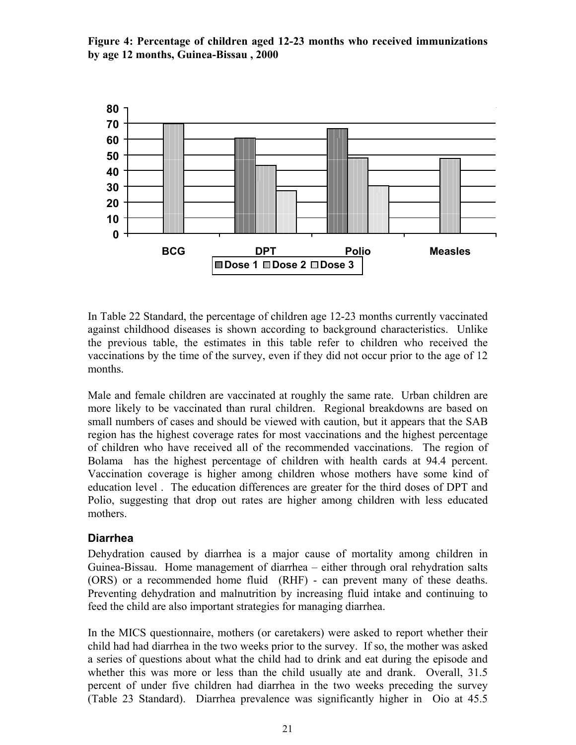**Figure 4: Percentage of children aged 12-23 months who received immunizations by age 12 months, Guinea-Bissau , 2000**

In Table 22 Standard, the percentage of children age 12-23 months currently vaccinated against childhood diseases is shown according to background characteristics. Unlike the previous table, the estimates in this table refer to children who received the vaccinations by the time of the survey, even if they did not occur prior to the age of 12 months.

Male and female children are vaccinated at roughly the same rate. Urban children are more likely to be vaccinated than rural children. Regional breakdowns are based on small numbers of cases and should be viewed with caution, but it appears that the SAB region has the highest coverage rates for most vaccinations and the highest percentage of children who have received all of the recommended vaccinations. The region of Bolama has the highest percentage of children with health cards at 94.4 percent. Vaccination coverage is higher among children whose mothers have some kind of education level . The education differences are greater for the third doses of DPT and Polio, suggesting that drop out rates are higher among children with less educated mothers.

## Diarrhea

Dehydration caused by diarrhea is a major cause of mortality among children in Guinea-Bissau. Home management of diarrhea – either through oral rehydration salts (ORS) or a recommended home fluid (RHF) - can prevent many of these deaths. Preventing dehydration and malnutrition by increasing fluid intake and continuing to feed the child are also important strategies for managing diarrhea.

In the MICS questionnaire, mothers (or caretakers) were asked to report whether their child had had diarrhea in the two weeks prior to the survey. If so, the mother was asked a series of questions about what the child had to drink and eat during the episode and whether this was more or less than the child usually ate and drank. Overall, 31.5 percent of under five children had diarrhea in the two weeks preceding the survey (Table 23 Standard). Diarrhea prevalence was significantly higher in Oio at 45.5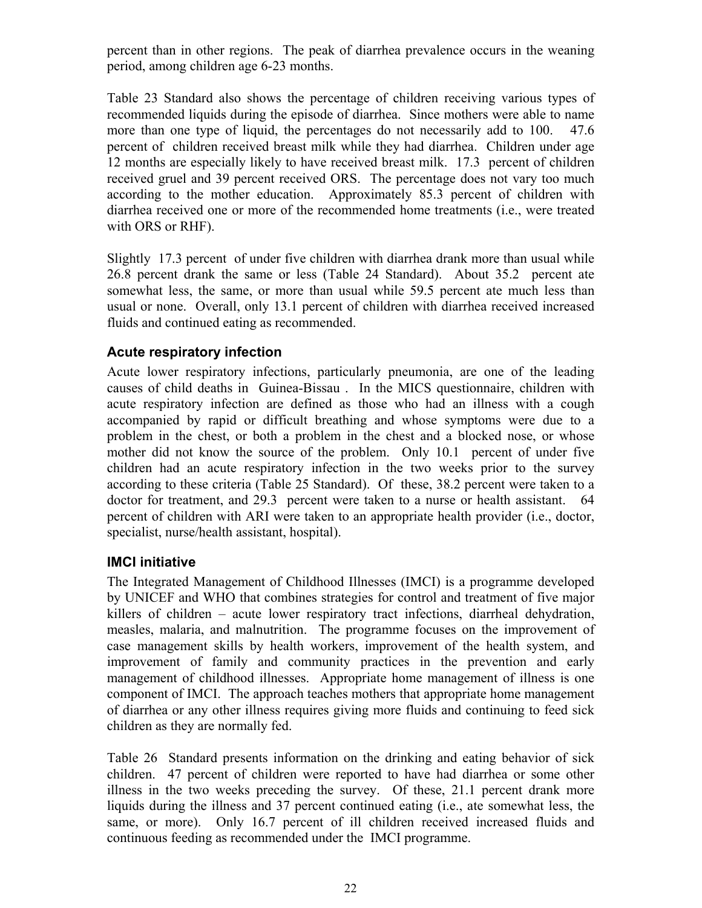percent than in other regions. The peak of diarrhea prevalence occurs in the weaning period, among children age 6-23 months.

Table 23 Standard also shows the percentage of children receiving various types of recommended liquids during the episode of diarrhea. Since mothers were able to name more than one type of liquid, the percentages do not necessarily add to 100. 47.6 percent of children received breast milk while they had diarrhea. Children under age 12 months are especially likely to have received breast milk. 17.3 percent of children received gruel and 39 percent received ORS. The percentage does not vary too much according to the mother education. Approximately 85.3 percent of children with diarrhea received one or more of the recommended home treatments (i.e., were treated with ORS or RHF).

Slightly 17.3 percent of under five children with diarrhea drank more than usual while 26.8 percent drank the same or less (Table 24 Standard). About 35.2 percent ate somewhat less, the same, or more than usual while 59.5 percent ate much less than usual or none. Overall, only 13.1 percent of children with diarrhea received increased fluids and continued eating as recommended.

### Acute respiratory infection

Acute lower respiratory infections, particularly pneumonia, are one of the leading causes of child deaths in Guinea-Bissau . In the MICS questionnaire, children with acute respiratory infection are defined as those who had an illness with a cough accompanied by rapid or difficult breathing and whose symptoms were due to a problem in the chest, or both a problem in the chest and a blocked nose, or whose mother did not know the source of the problem. Only 10.1 percent of under five children had an acute respiratory infection in the two weeks prior to the survey according to these criteria (Table 25 Standard). Of these, 38.2 percent were taken to a doctor for treatment, and 29.3 percent were taken to a nurse or health assistant. 64 percent of children with ARI were taken to an appropriate health provider (i.e., doctor, specialist, nurse/health assistant, hospital).

### IMCI initiative

The Integrated Management of Childhood Illnesses (IMCI) is a programme developed by UNICEF and WHO that combines strategies for control and treatment of five major killers of children – acute lower respiratory tract infections, diarrheal dehydration, measles, malaria, and malnutrition. The programme focuses on the improvement of case management skills by health workers, improvement of the health system, and improvement of family and community practices in the prevention and early management of childhood illnesses. Appropriate home management of illness is one component of IMCI. The approach teaches mothers that appropriate home management of diarrhea or any other illness requires giving more fluids and continuing to feed sick children as they are normally fed.

Table 26 Standard presents information on the drinking and eating behavior of sick children. 47 percent of children were reported to have had diarrhea or some other illness in the two weeks preceding the survey. Of these, 21.1 percent drank more liquids during the illness and 37 percent continued eating (i.e., ate somewhat less, the same, or more). Only 16.7 percent of ill children received increased fluids and continuous feeding as recommended under the IMCI programme.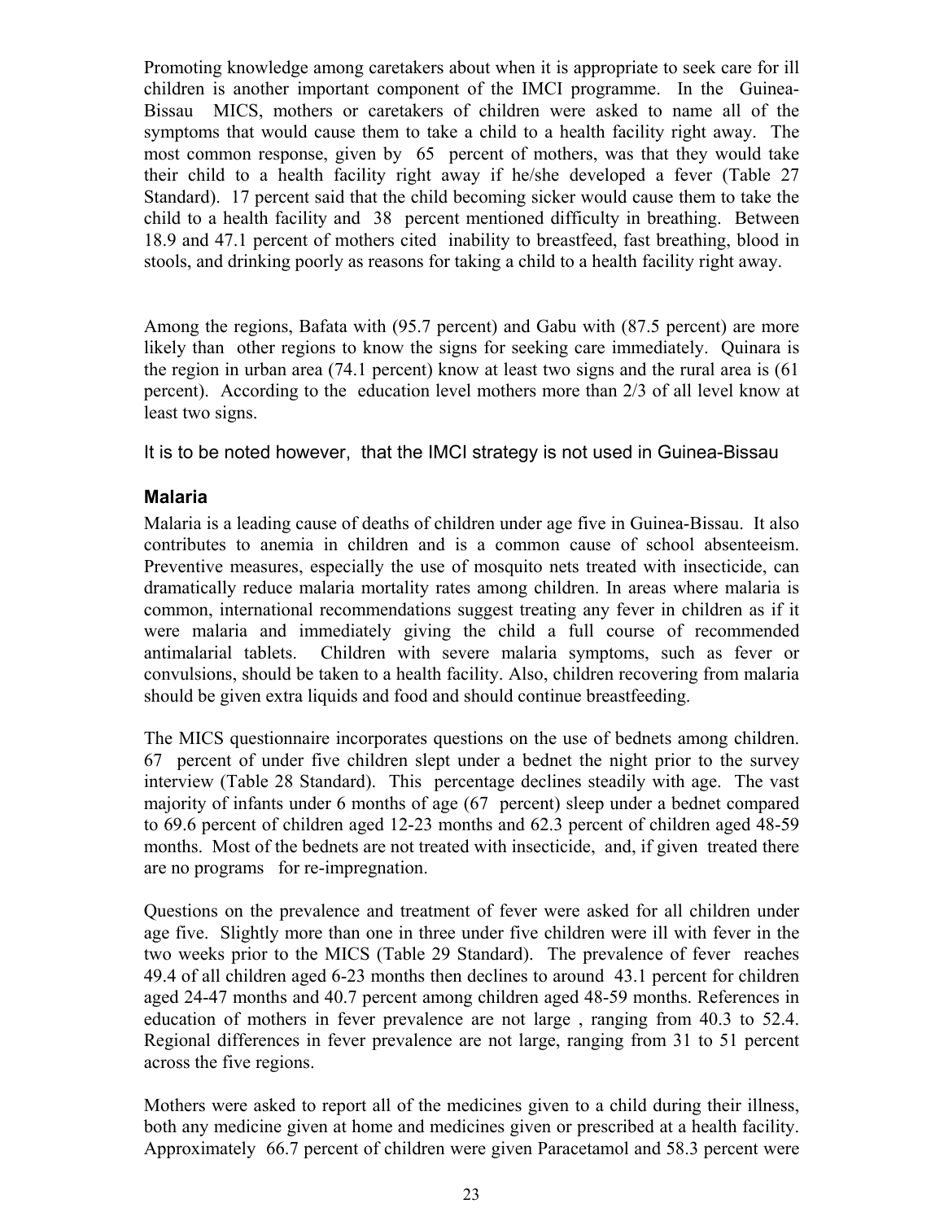Promoting knowledge among caretakers about when it is appropriate to seek care for ill children is another important component of the IMCI programme. In the Guinea-Bissau MICS, mothers or caretakers of children were asked to name all of the symptoms that would cause them to take a child to a health facility right away. The most common response, given by 65 percent of mothers, was that they would take their child to a health facility right away if he/she developed a fever (Table 27 Standard). 17 percent said that the child becoming sicker would cause them to take the child to a health facility and 38 percent mentioned difficulty in breathing. Between 18.9 and 47.1 percent of mothers cited inability to breastfeed, fast breathing, blood in stools, and drinking poorly as reasons for taking a child to a health facility right away.

Among the regions, Bafata with (95.7 percent) and Gabu with (87.5 percent) are more likely than other regions to know the signs for seeking care immediately. Quinara is the region in urban area (74.1 percent) know at least two signs and the rural area is (61 percent). According to the education level mothers more than 2/3 of all level know at least two signs.

It is to be noted however, that the IMCI strategy is not used in Guinea-Bissau

### Malaria

Malaria is a leading cause of deaths of children under age five in Guinea-Bissau. It also contributes to anemia in children and is a common cause of school absenteeism. Preventive measures, especially the use of mosquito nets treated with insecticide, can dramatically reduce malaria mortality rates among children. In areas where malaria is common, international recommendations suggest treating any fever in children as if it were malaria and immediately giving the child a full course of recommended antimalarial tablets. Children with severe malaria symptoms, such as fever or convulsions, should be taken to a health facility. Also, children recovering from malaria should be given extra liquids and food and should continue breastfeeding.

The MICS questionnaire incorporates questions on the use of bednets among children. 67 percent of under five children slept under a bednet the night prior to the survey interview (Table 28 Standard). This percentage declines steadily with age. The vast majority of infants under 6 months of age (67 percent) sleep under a bednet compared to 69.6 percent of children aged 12-23 months and 62.3 percent of children aged 48-59 months. Most of the bednets are not treated with insecticide, and, if given treated there are no programs for re-impregnation.

Questions on the prevalence and treatment of fever were asked for all children under age five. Slightly more than one in three under five children were ill with fever in the two weeks prior to the MICS (Table 29 Standard). The prevalence of fever reaches 49.4 of all children aged 6-23 months then declines to around 43.1 percent for children aged 24-47 months and 40.7 percent among children aged 48-59 months. References in education of mothers in fever prevalence are not large , ranging from 40.3 to 52.4. Regional differences in fever prevalence are not large, ranging from 31 to 51 percent across the five regions.

Mothers were asked to report all of the medicines given to a child during their illness, both any medicine given at home and medicines given or prescribed at a health facility. Approximately 66.7 percent of children were given Paracetamol and 58.3 percent were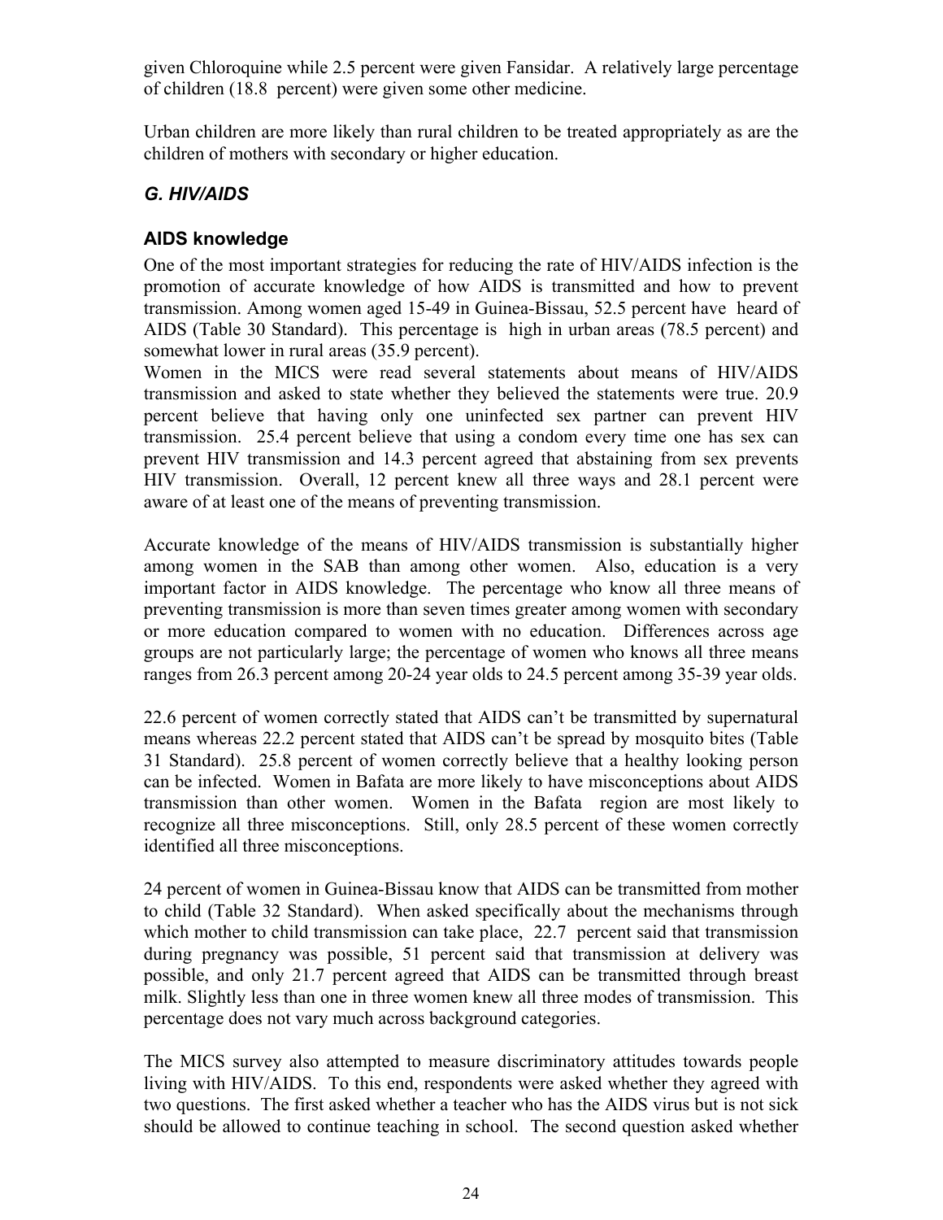given Chloroquine while 2.5 percent were given Fansidar. A relatively large percentage of children (18.8 percent) were given some other medicine.

Urban children are more likely than rural children to be treated appropriately as are the children of mothers with secondary or higher education.

## *G. HIV/AIDS*

### AIDS knowledge

One of the most important strategies for reducing the rate of HIV/AIDS infection is the promotion of accurate knowledge of how AIDS is transmitted and how to prevent transmission. Among women aged 15-49 in Guinea-Bissau, 52.5 percent have heard of AIDS (Table 30 Standard). This percentage is high in urban areas (78.5 percent) and somewhat lower in rural areas (35.9 percent).

Women in the MICS were read several statements about means of HIV/AIDS transmission and asked to state whether they believed the statements were true. 20.9 percent believe that having only one uninfected sex partner can prevent HIV transmission. 25.4 percent believe that using a condom every time one has sex can prevent HIV transmission and 14.3 percent agreed that abstaining from sex prevents HIV transmission. Overall, 12 percent knew all three ways and 28.1 percent were aware of at least one of the means of preventing transmission.

Accurate knowledge of the means of HIV/AIDS transmission is substantially higher among women in the SAB than among other women. Also, education is a very important factor in AIDS knowledge. The percentage who know all three means of preventing transmission is more than seven times greater among women with secondary or more education compared to women with no education. Differences across age groups are not particularly large; the percentage of women who knows all three means ranges from 26.3 percent among 20-24 year olds to 24.5 percent among 35-39 year olds.

22.6 percent of women correctly stated that AIDS can't be transmitted by supernatural means whereas 22.2 percent stated that AIDS can't be spread by mosquito bites (Table 31 Standard). 25.8 percent of women correctly believe that a healthy looking person can be infected. Women in Bafata are more likely to have misconceptions about AIDS transmission than other women. Women in the Bafata region are most likely to recognize all three misconceptions. Still, only 28.5 percent of these women correctly identified all three misconceptions.

24 percent of women in Guinea-Bissau know that AIDS can be transmitted from mother to child (Table 32 Standard). When asked specifically about the mechanisms through which mother to child transmission can take place, 22.7 percent said that transmission during pregnancy was possible, 51 percent said that transmission at delivery was possible, and only 21.7 percent agreed that AIDS can be transmitted through breast milk. Slightly less than one in three women knew all three modes of transmission. This percentage does not vary much across background categories.

The MICS survey also attempted to measure discriminatory attitudes towards people living with HIV/AIDS. To this end, respondents were asked whether they agreed with two questions. The first asked whether a teacher who has the AIDS virus but is not sick should be allowed to continue teaching in school. The second question asked whether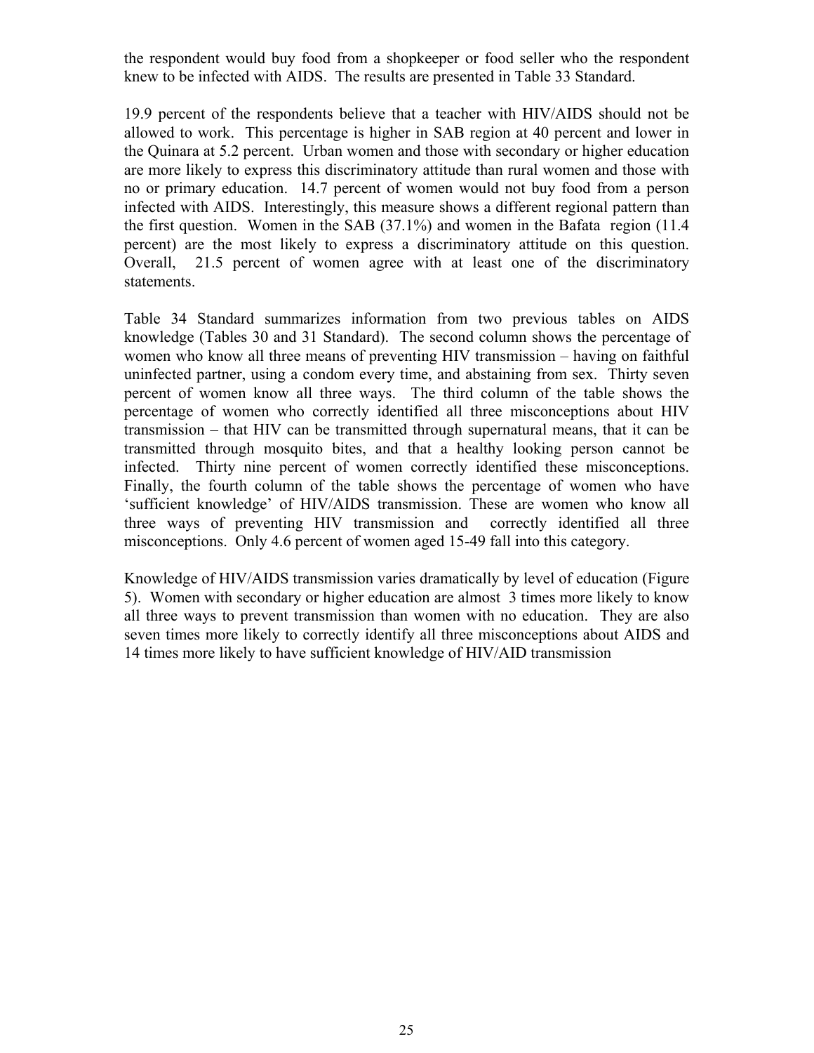the respondent would buy food from a shopkeeper or food seller who the respondent knew to be infected with AIDS. The results are presented in Table 33 Standard.

19.9 percent of the respondents believe that a teacher with HIV/AIDS should not be allowed to work. This percentage is higher in SAB region at 40 percent and lower in the Quinara at 5.2 percent. Urban women and those with secondary or higher education are more likely to express this discriminatory attitude than rural women and those with no or primary education. 14.7 percent of women would not buy food from a person infected with AIDS. Interestingly, this measure shows a different regional pattern than the first question. Women in the SAB (37.1%) and women in the Bafata region (11.4 percent) are the most likely to express a discriminatory attitude on this question. Overall, 21.5 percent of women agree with at least one of the discriminatory statements.

Table 34 Standard summarizes information from two previous tables on AIDS knowledge (Tables 30 and 31 Standard). The second column shows the percentage of women who know all three means of preventing HIV transmission – having on faithful uninfected partner, using a condom every time, and abstaining from sex. Thirty seven percent of women know all three ways. The third column of the table shows the percentage of women who correctly identified all three misconceptions about HIV transmission – that HIV can be transmitted through supernatural means, that it can be transmitted through mosquito bites, and that a healthy looking person cannot be infected. Thirty nine percent of women correctly identified these misconceptions. Finally, the fourth column of the table shows the percentage of women who have 'sufficient knowledge' of HIV/AIDS transmission. These are women who know all three ways of preventing HIV transmission and correctly identified all three misconceptions. Only 4.6 percent of women aged 15-49 fall into this category.

Knowledge of HIV/AIDS transmission varies dramatically by level of education (Figure 5). Women with secondary or higher education are almost 3 times more likely to know all three ways to prevent transmission than women with no education. They are also seven times more likely to correctly identify all three misconceptions about AIDS and 14 times more likely to have sufficient knowledge of HIV/AID transmission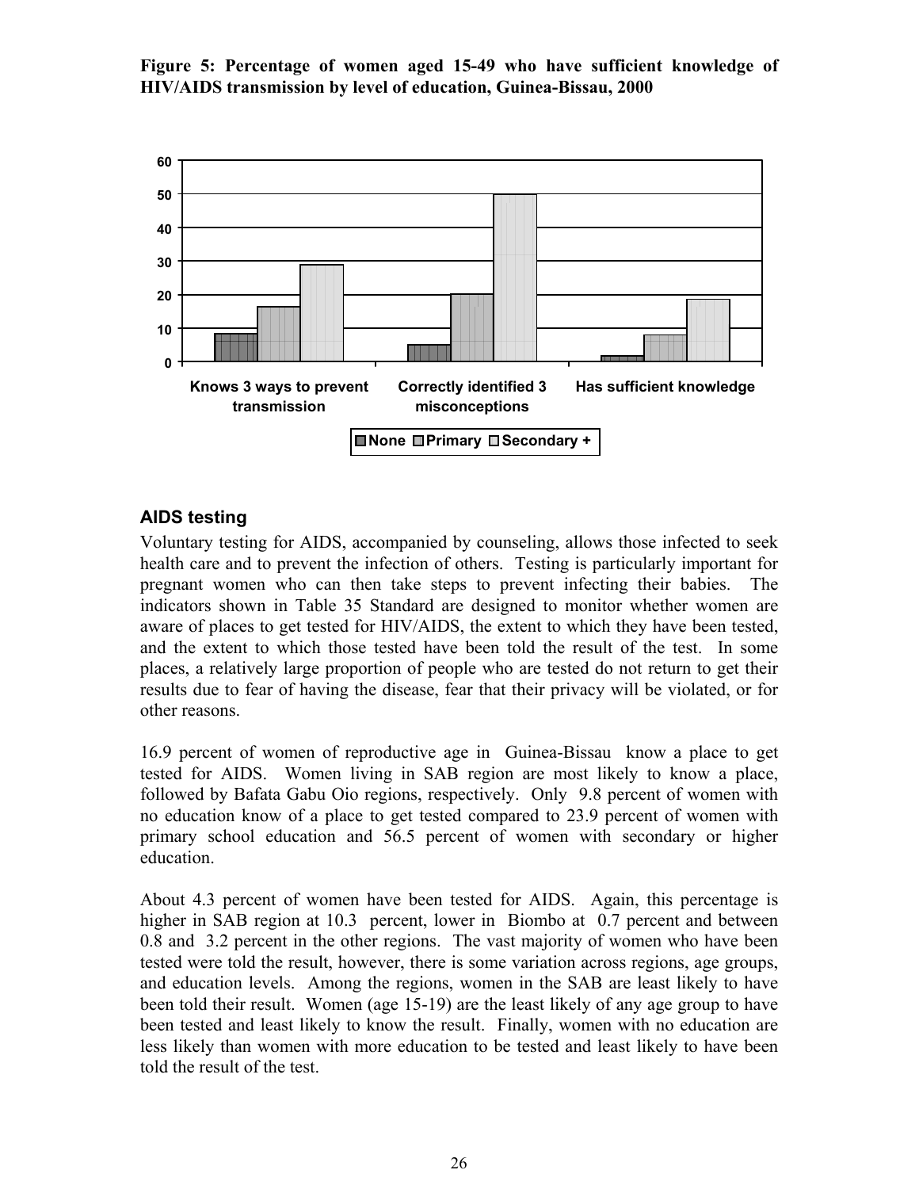**Figure 5: Percentage of women aged 15-49 who have sufficient knowledge of HIV/AIDS transmission by level of education, Guinea-Bissau, 2000**

## AIDS testing

Voluntary testing for AIDS, accompanied by counseling, allows those infected to seek health care and to prevent the infection of others. Testing is particularly important for pregnant women who can then take steps to prevent infecting their babies. The indicators shown in Table 35 Standard are designed to monitor whether women are aware of places to get tested for HIV/AIDS, the extent to which they have been tested, and the extent to which those tested have been told the result of the test. In some places, a relatively large proportion of people who are tested do not return to get their results due to fear of having the disease, fear that their privacy will be violated, or for other reasons.

16.9 percent of women of reproductive age in Guinea-Bissau know a place to get tested for AIDS. Women living in SAB region are most likely to know a place, followed by Bafata Gabu Oio regions, respectively. Only 9.8 percent of women with no education know of a place to get tested compared to 23.9 percent of women with primary school education and 56.5 percent of women with secondary or higher education.

About 4.3 percent of women have been tested for AIDS. Again, this percentage is higher in SAB region at 10.3 percent, lower in Biombo at 0.7 percent and between 0.8 and 3.2 percent in the other regions. The vast majority of women who have been tested were told the result, however, there is some variation across regions, age groups, and education levels. Among the regions, women in the SAB are least likely to have been told their result. Women (age 15-19) are the least likely of any age group to have been tested and least likely to know the result. Finally, women with no education are less likely than women with more education to be tested and least likely to have been told the result of the test.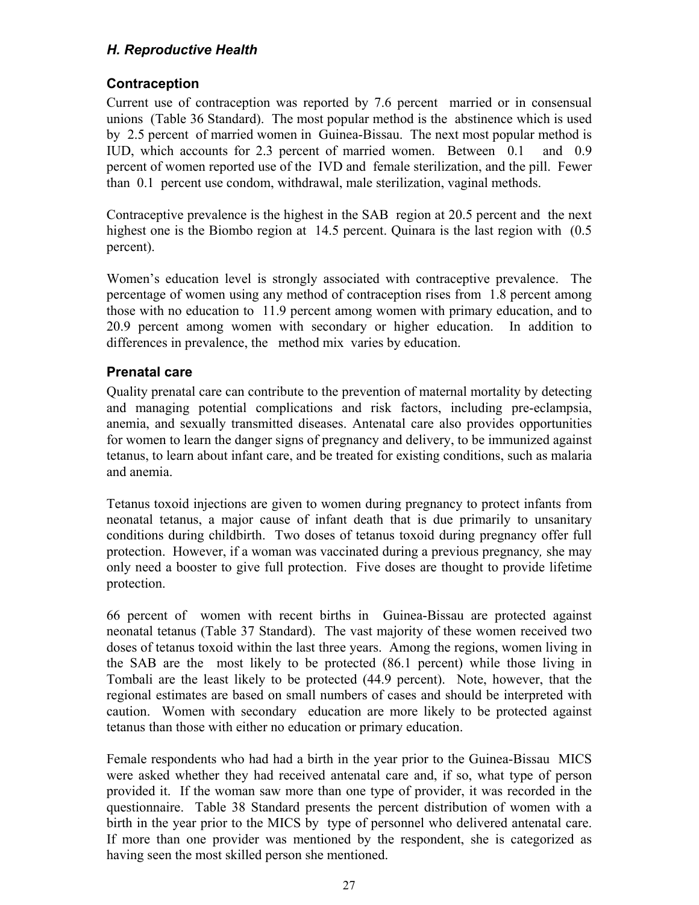### *H. Reproductive Health*

### Contraception

Current use of contraception was reported by 7.6 percent married or in consensual unions (Table 36 Standard). The most popular method is the abstinence which is used by 2.5 percent of married women in Guinea-Bissau. The next most popular method is IUD, which accounts for 2.3 percent of married women. Between 0.1 and 0.9 percent of women reported use of the IVD and female sterilization, and the pill. Fewer than 0.1 percent use condom, withdrawal, male sterilization, vaginal methods.

Contraceptive prevalence is the highest in the SAB region at 20.5 percent and the next highest one is the Biombo region at 14.5 percent. Quinara is the last region with (0.5 percent).

Women's education level is strongly associated with contraceptive prevalence. The percentage of women using any method of contraception rises from 1.8 percent among those with no education to 11.9 percent among women with primary education, and to 20.9 percent among women with secondary or higher education. In addition to differences in prevalence, the method mix varies by education.

### Prenatal care

Quality prenatal care can contribute to the prevention of maternal mortality by detecting and managing potential complications and risk factors, including pre-eclampsia, anemia, and sexually transmitted diseases. Antenatal care also provides opportunities for women to learn the danger signs of pregnancy and delivery, to be immunized against tetanus, to learn about infant care, and be treated for existing conditions, such as malaria and anemia.

Tetanus toxoid injections are given to women during pregnancy to protect infants from neonatal tetanus, a major cause of infant death that is due primarily to unsanitary conditions during childbirth. Two doses of tetanus toxoid during pregnancy offer full protection. However, if a woman was vaccinated during a previous pregnancy*,* she may only need a booster to give full protection. Five doses are thought to provide lifetime protection.

66 percent of women with recent births in Guinea-Bissau are protected against neonatal tetanus (Table 37 Standard). The vast majority of these women received two doses of tetanus toxoid within the last three years. Among the regions, women living in the SAB are the most likely to be protected (86.1 percent) while those living in Tombali are the least likely to be protected (44.9 percent). Note, however, that the regional estimates are based on small numbers of cases and should be interpreted with caution. Women with secondary education are more likely to be protected against tetanus than those with either no education or primary education.

Female respondents who had had a birth in the year prior to the Guinea-Bissau MICS were asked whether they had received antenatal care and, if so, what type of person provided it. If the woman saw more than one type of provider, it was recorded in the questionnaire. Table 38 Standard presents the percent distribution of women with a birth in the year prior to the MICS by type of personnel who delivered antenatal care. If more than one provider was mentioned by the respondent, she is categorized as having seen the most skilled person she mentioned.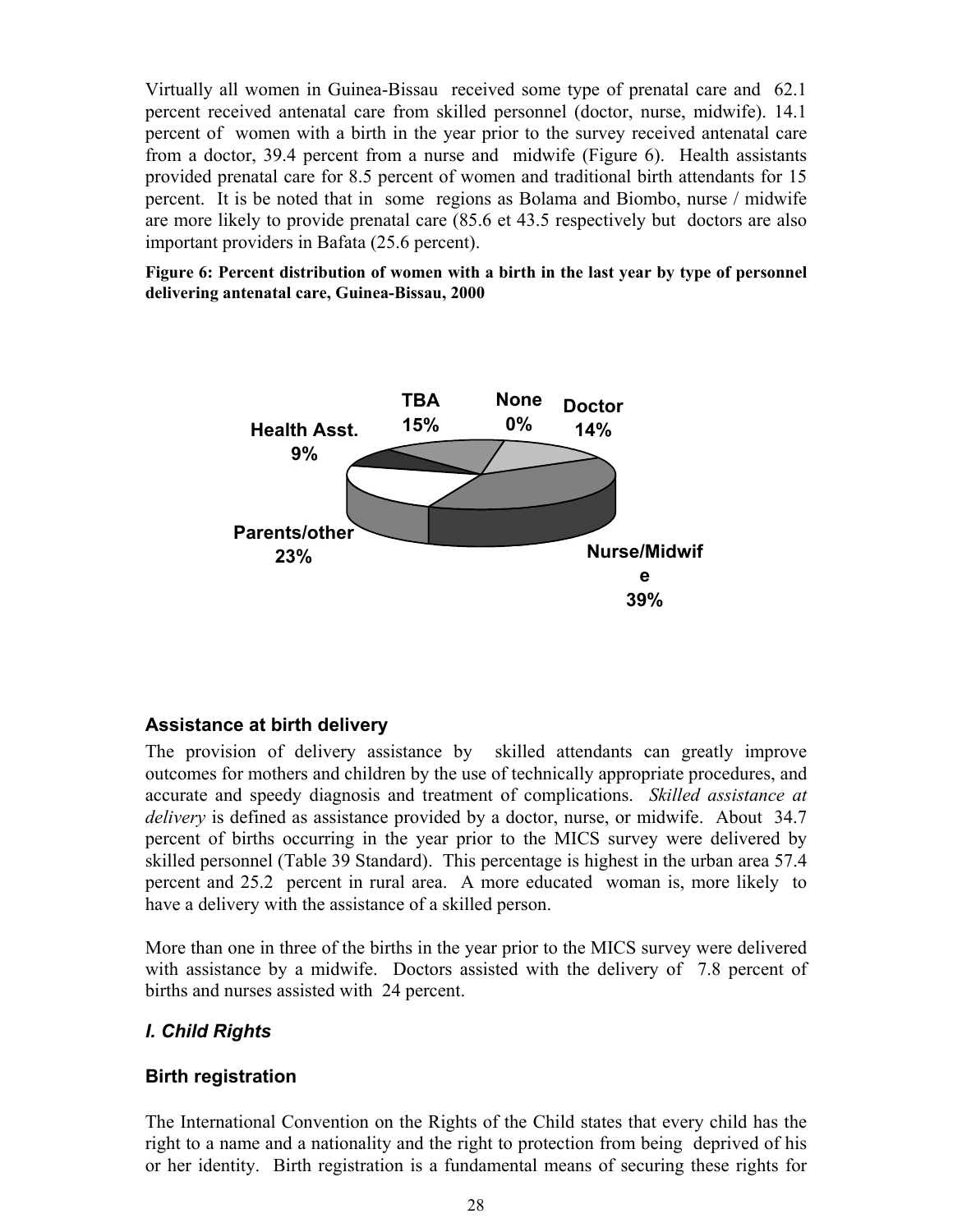Virtually all women in Guinea-Bissau received some type of prenatal care and 62.1 percent received antenatal care from skilled personnel (doctor, nurse, midwife). 14.1 percent of women with a birth in the year prior to the survey received antenatal care from a doctor, 39.4 percent from a nurse and midwife (Figure 6). Health assistants provided prenatal care for 8.5 percent of women and traditional birth attendants for 15 percent. It is be noted that in some regions as Bolama and Biombo, nurse / midwife are more likely to provide prenatal care (85.6 et 43.5 respectively but doctors are also important providers in Bafata (25.6 percent).

**Figure 6: Percent distribution of women with a birth in the last year by type of personnel delivering antenatal care, Guinea-Bissau, 2000**

TBA 15%
None 0%
Doctor 14%
Health Asst. 9%
Parents/other 23%
Nurse/Midwife 39%

### Assistance at birth delivery

The provision of delivery assistance by skilled attendants can greatly improve outcomes for mothers and children by the use of technically appropriate procedures, and accurate and speedy diagnosis and treatment of complications. *Skilled assistance at delivery* is defined as assistance provided by a doctor, nurse, or midwife. About 34.7 percent of births occurring in the year prior to the MICS survey were delivered by skilled personnel (Table 39 Standard). This percentage is highest in the urban area 57.4 percent and 25.2 percent in rural area. A more educated woman is, more likely to have a delivery with the assistance of a skilled person.

More than one in three of the births in the year prior to the MICS survey were delivered with assistance by a midwife. Doctors assisted with the delivery of 7.8 percent of births and nurses assisted with 24 percent.

## *I. Child Rights*

### Birth registration

The International Convention on the Rights of the Child states that every child has the right to a name and a nationality and the right to protection from being deprived of his or her identity. Birth registration is a fundamental means of securing these rights for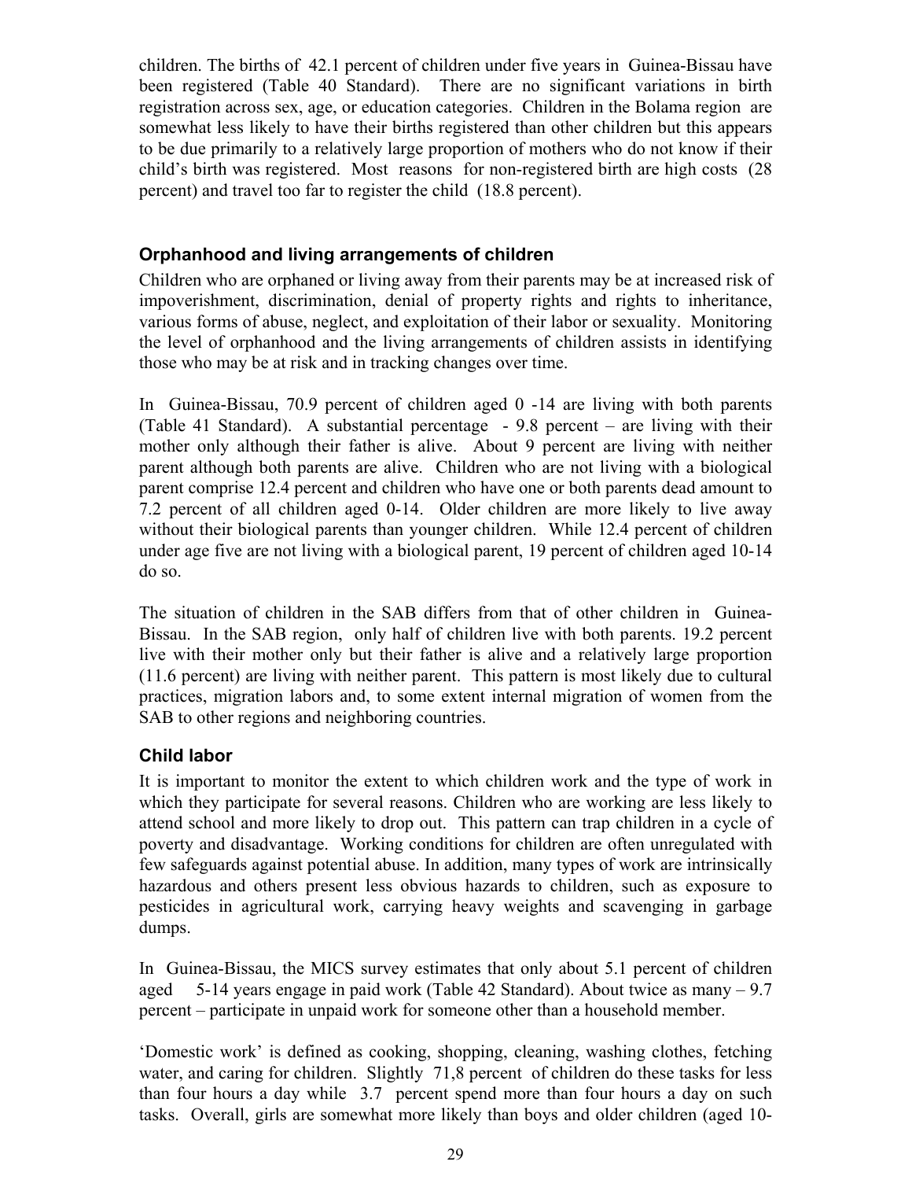children. The births of 42.1 percent of children under five years in Guinea-Bissau have been registered (Table 40 Standard). There are no significant variations in birth registration across sex, age, or education categories. Children in the Bolama region are somewhat less likely to have their births registered than other children but this appears to be due primarily to a relatively large proportion of mothers who do not know if their child's birth was registered. Most reasons for non-registered birth are high costs (28 percent) and travel too far to register the child (18.8 percent).

### Orphanhood and living arrangements of children

Children who are orphaned or living away from their parents may be at increased risk of impoverishment, discrimination, denial of property rights and rights to inheritance, various forms of abuse, neglect, and exploitation of their labor or sexuality. Monitoring the level of orphanhood and the living arrangements of children assists in identifying those who may be at risk and in tracking changes over time.

In Guinea-Bissau, 70.9 percent of children aged 0 -14 are living with both parents (Table 41 Standard). A substantial percentage - 9.8 percent – are living with their mother only although their father is alive. About 9 percent are living with neither parent although both parents are alive. Children who are not living with a biological parent comprise 12.4 percent and children who have one or both parents dead amount to 7.2 percent of all children aged 0-14. Older children are more likely to live away without their biological parents than younger children. While 12.4 percent of children under age five are not living with a biological parent, 19 percent of children aged 10-14 do so.

The situation of children in the SAB differs from that of other children in Guinea-Bissau. In the SAB region, only half of children live with both parents. 19.2 percent live with their mother only but their father is alive and a relatively large proportion (11.6 percent) are living with neither parent. This pattern is most likely due to cultural practices, migration labors and, to some extent internal migration of women from the SAB to other regions and neighboring countries.

### Child labor

It is important to monitor the extent to which children work and the type of work in which they participate for several reasons. Children who are working are less likely to attend school and more likely to drop out. This pattern can trap children in a cycle of poverty and disadvantage. Working conditions for children are often unregulated with few safeguards against potential abuse. In addition, many types of work are intrinsically hazardous and others present less obvious hazards to children, such as exposure to pesticides in agricultural work, carrying heavy weights and scavenging in garbage dumps.

In Guinea-Bissau, the MICS survey estimates that only about 5.1 percent of children aged 5-14 years engage in paid work (Table 42 Standard). About twice as many – 9.7 percent – participate in unpaid work for someone other than a household member.

'Domestic work' is defined as cooking, shopping, cleaning, washing clothes, fetching water, and caring for children. Slightly 71,8 percent of children do these tasks for less than four hours a day while 3.7 percent spend more than four hours a day on such tasks. Overall, girls are somewhat more likely than boys and older children (aged 10-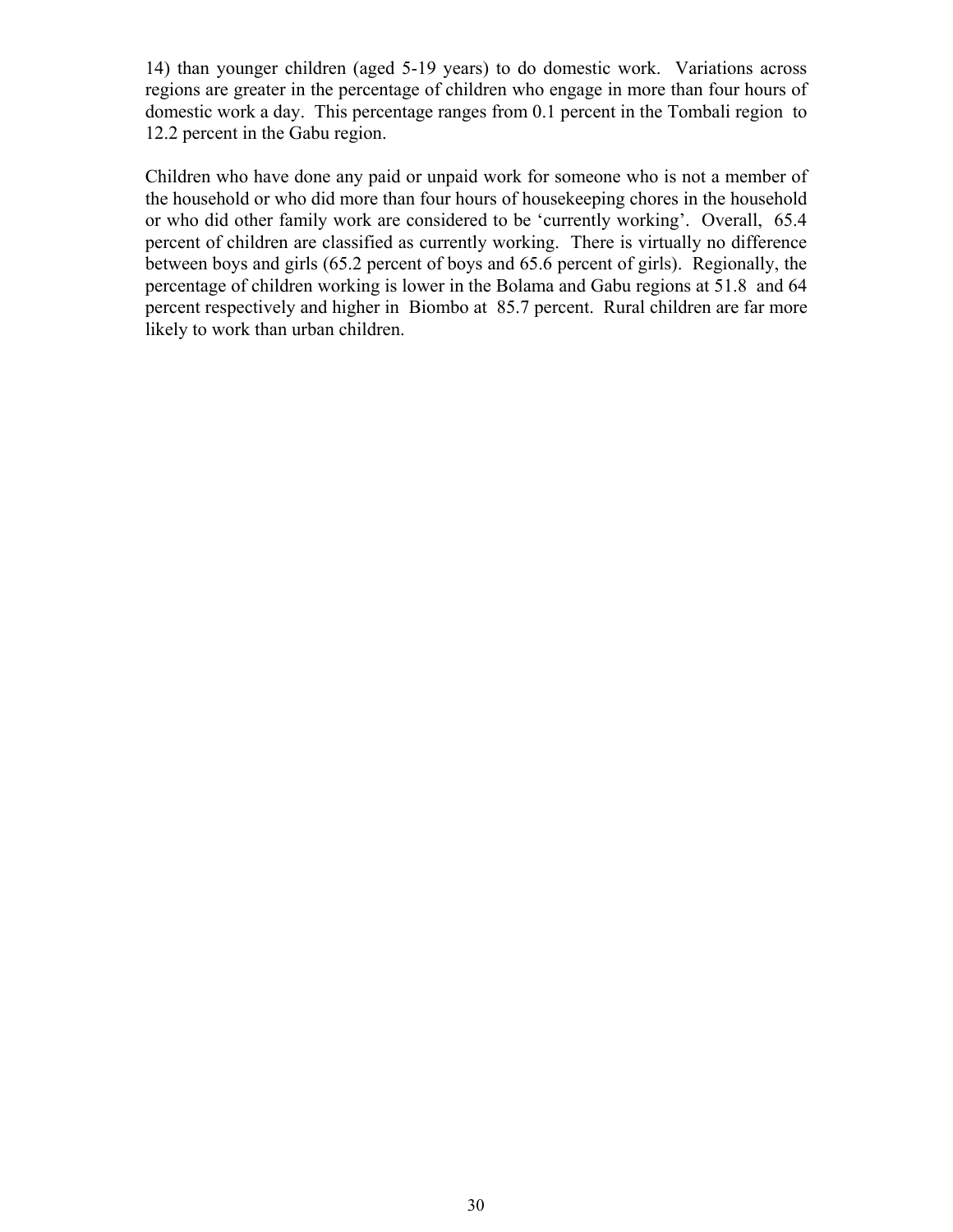14) than younger children (aged 5-19 years) to do domestic work. Variations across regions are greater in the percentage of children who engage in more than four hours of domestic work a day. This percentage ranges from 0.1 percent in the Tombali region to 12.2 percent in the Gabu region.

Children who have done any paid or unpaid work for someone who is not a member of the household or who did more than four hours of housekeeping chores in the household or who did other family work are considered to be 'currently working'. Overall, 65.4 percent of children are classified as currently working. There is virtually no difference between boys and girls (65.2 percent of boys and 65.6 percent of girls). Regionally, the percentage of children working is lower in the Bolama and Gabu regions at 51.8 and 64 percent respectively and higher in Biombo at 85.7 percent. Rural children are far more likely to work than urban children.